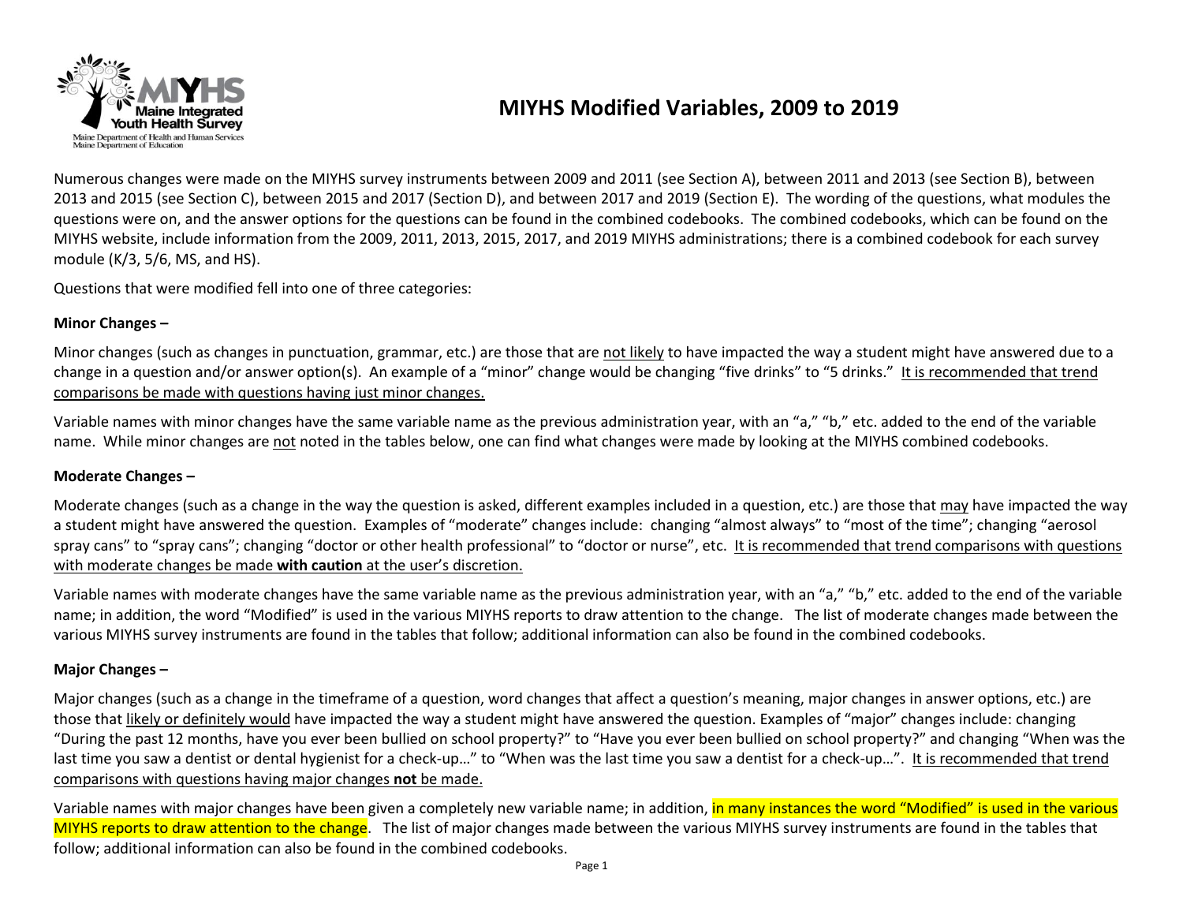# MIYHS Modified Variables, 2009 to 2019

Numerous changes were made on the MIYHS survey instruments between 2009 and 2011 (see Section A), between 2011 and 2013 (see Section B), between 2013 and 2015 (see Section C), between 2015 and 2017 (Section D), and between 2017 and 2019 (Section E). The wording of the questions, what modules the questions were on, and the answer options for the questions can be found in the combined codebooks. The combined codebooks, which can be found on the MIYHS website, include information from the 2009, 2011, 2013, 2015, 2017, and 2019 MIYHS administrations; there is a combined codebook for each survey module (K/3, 5/6, MS, and HS).

Questions that were modified fell into one of three categories:

**Minor Changes –**

Minor changes (such as changes in punctuation, grammar, etc.) are those that not likely to have impacted the way a student might have answered due to a change in a question and/or answer option(s). An example of a "minor" change would be changing "five drinks" to "5 drinks." It is recommended that trend comparisons be made with questions having just minor changes.

Variable names with minor changes have the same variable name as the previous administration year, with an "a," "b," etc. added to the end of the variable name. While minor changes are not noted in the tables below, one can find what changes were made by looking at the MIYHS combined codebooks.

**Moderate Changes –**

Moderate changes (such as a change in the way the question is asked, different examples included in a question, etc.) are those that may have impacted the way a student might have answered the question. Examples of "moderate" changes include: changing "almost always" to "most of the time"; changing "aerosol spray cans" to "spray cans"; changing "doctor or other health professional" to "doctor or nurse", etc. It is recommended that trend comparisons with questions with moderate changes be made **with caution** at the user's discretion.

Variable names with moderate changes have the same variable name as the previous administration year, with an "a," "b," etc. added to the end of the variable name; in addition, the word "Modified" is used in the various MIYHS reports to draw attention to the change. The list of moderate changes made between the various MIYHS survey instruments are found in the tables that follow; additional information can also be found in the combined codebooks.

**Major Changes –**

Major changes (such as a change in the timeframe of a question, word changes that affect a question's meaning, major changes in answer options, etc.) are those that likely or definitely would have impacted the way a student might have answered the question. Examples of "major" changes include: changing "During the past 12 months, have you ever been bullied on school property?" to "Have you ever been bullied on school property?" and changing "When was the last time you saw a dentist or dental hygienist for a check-up…" to "When was the last time you saw a dentist for a check-up…". It is recommended that trend comparisons with questions having major changes **not** be made.

Variable names with major changes have been given a completely new variable name; in addition, in many instances the word "Modified" is used in the various MIYHS reports to draw attention to the change. The list of major changes made between the various MIYHS survey instruments are found in the tables that follow; additional information can also be found in the combined codebooks.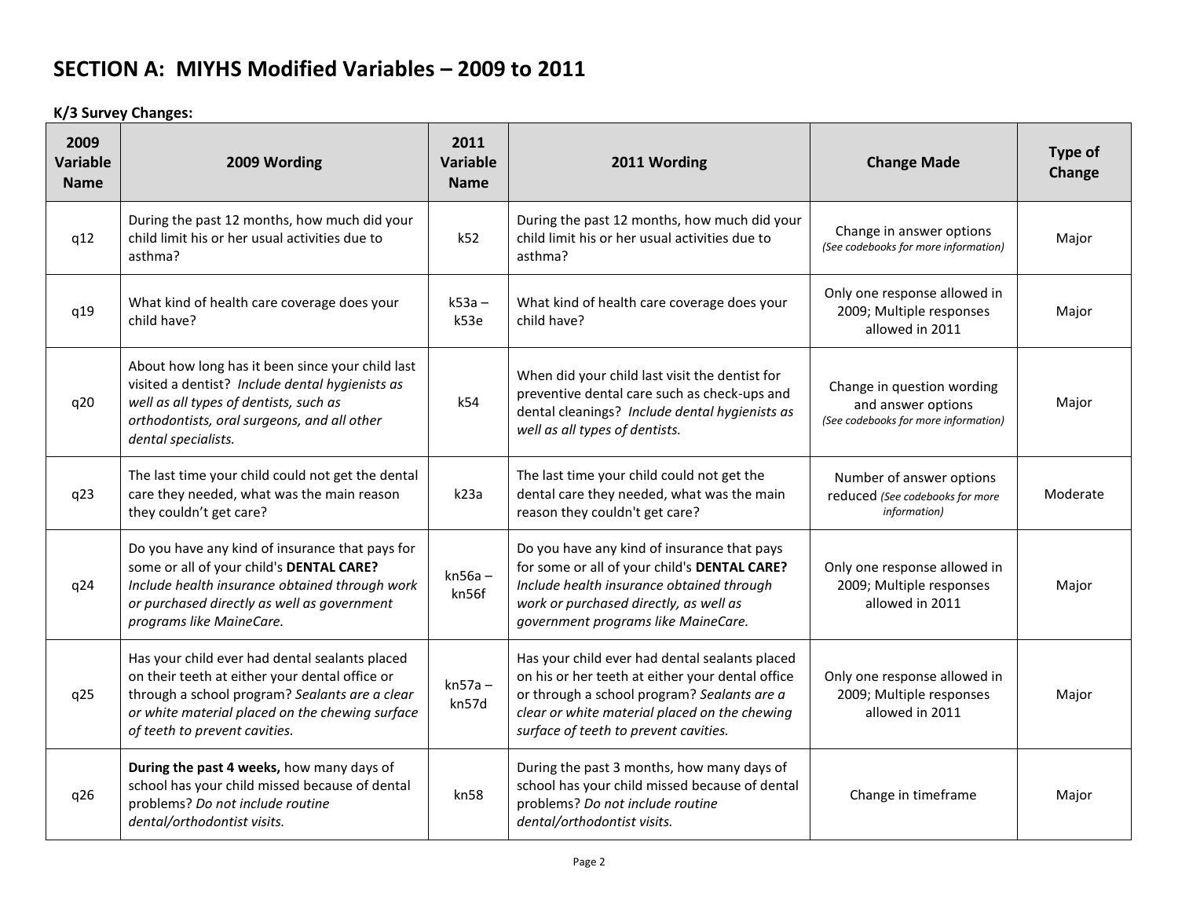# SECTION A: MIYHS Modified Variables – 2009 to 2011

**K/3 Survey Changes:**

| 2009 Variable Name | 2009 Wording | 2011 Variable Name | 2011 Wording | Change Made | Type of Change |
|---|---|---|---|---|---|
| q12 | During the past 12 months, how much did your child limit his or her usual activities due to asthma? | k52 | During the past 12 months, how much did your child limit his or her usual activities due to asthma? | Change in answer options *(See codebooks for more information)* | Major |
| q19 | What kind of health care coverage does your child have? | k53a – k53e | What kind of health care coverage does your child have? | Only one response allowed in 2009; Multiple responses allowed in 2011 | Major |
| q20 | About how long has it been since your child last visited a dentist? *Include dental hygienists as well as all types of dentists, such as orthodontists, oral surgeons, and all other dental specialists.* | k54 | When did your child last visit the dentist for preventive dental care such as check-ups and dental cleanings? *Include dental hygienists as well as all types of dentists.* | Change in question wording and answer options *(See codebooks for more information)* | Major |
| q23 | The last time your child could not get the dental care they needed, what was the main reason they couldn't get care? | k23a | The last time your child could not get the dental care they needed, what was the main reason they couldn't get care? | Number of answer options reduced *(See codebooks for more information)* | Moderate |
| q24 | Do you have any kind of insurance that pays for some or all of your child's **DENTAL CARE?** *Include health insurance obtained through work or purchased directly as well as government programs like MaineCare.* | kn56a – kn56f | Do you have any kind of insurance that pays for some or all of your child's **DENTAL CARE?** *Include health insurance obtained through work or purchased directly, as well as government programs like MaineCare.* | Only one response allowed in 2009; Multiple responses allowed in 2011 | Major |
| q25 | Has your child ever had dental sealants placed on their teeth at either your dental office or through a school program? *Sealants are a clear or white material placed on the chewing surface of teeth to prevent cavities.* | kn57a – kn57d | Has your child ever had dental sealants placed on his or her teeth at either your dental office or through a school program? *Sealants are a clear or white material placed on the chewing surface of teeth to prevent cavities.* | Only one response allowed in 2009; Multiple responses allowed in 2011 | Major |
| q26 | **During the past 4 weeks,** how many days of school has your child missed because of dental problems? *Do not include routine dental/orthodontist visits.* | kn58 | During the past 3 months, how many days of school has your child missed because of dental problems? *Do not include routine dental/orthodontist visits.* | Change in timeframe | Major |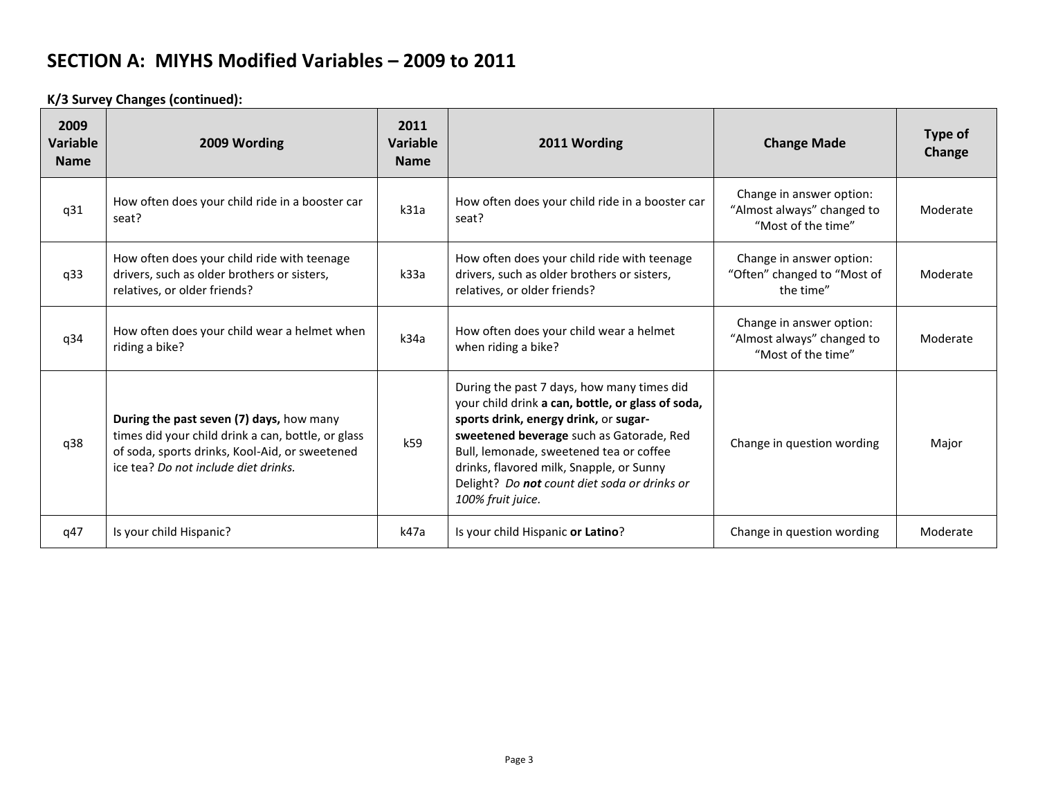# SECTION A: MIYHS Modified Variables – 2009 to 2011

**K/3 Survey Changes (continued):**

| 2009 Variable Name | 2009 Wording | 2011 Variable Name | 2011 Wording | Change Made | Type of Change |
|---|---|---|---|---|---|
| q31 | How often does your child ride in a booster car seat? | k31a | How often does your child ride in a booster car seat? | Change in answer option: "Almost always" changed to "Most of the time" | Moderate |
| q33 | How often does your child ride with teenage drivers, such as older brothers or sisters, relatives, or older friends? | k33a | How often does your child ride with teenage drivers, such as older brothers or sisters, relatives, or older friends? | Change in answer option: "Often" changed to "Most of the time" | Moderate |
| q34 | How often does your child wear a helmet when riding a bike? | k34a | How often does your child wear a helmet when riding a bike? | Change in answer option: "Almost always" changed to "Most of the time" | Moderate |
| q38 | **During the past seven (7) days,** how many times did your child drink a can, bottle, or glass of soda, sports drinks, Kool-Aid, or sweetened ice tea? *Do not include diet drinks.* | k59 | During the past 7 days, how many times did your child drink **a can, bottle, or glass of soda, sports drink, energy drink,** or **sugar-sweetened beverage** such as Gatorade, Red Bull, lemonade, sweetened tea or coffee drinks, flavored milk, Snapple, or Sunny Delight? *Do **not** count diet soda or drinks or 100% fruit juice.* | Change in question wording | Major |
| q47 | Is your child Hispanic? | k47a | Is your child Hispanic **or Latino**? | Change in question wording | Moderate |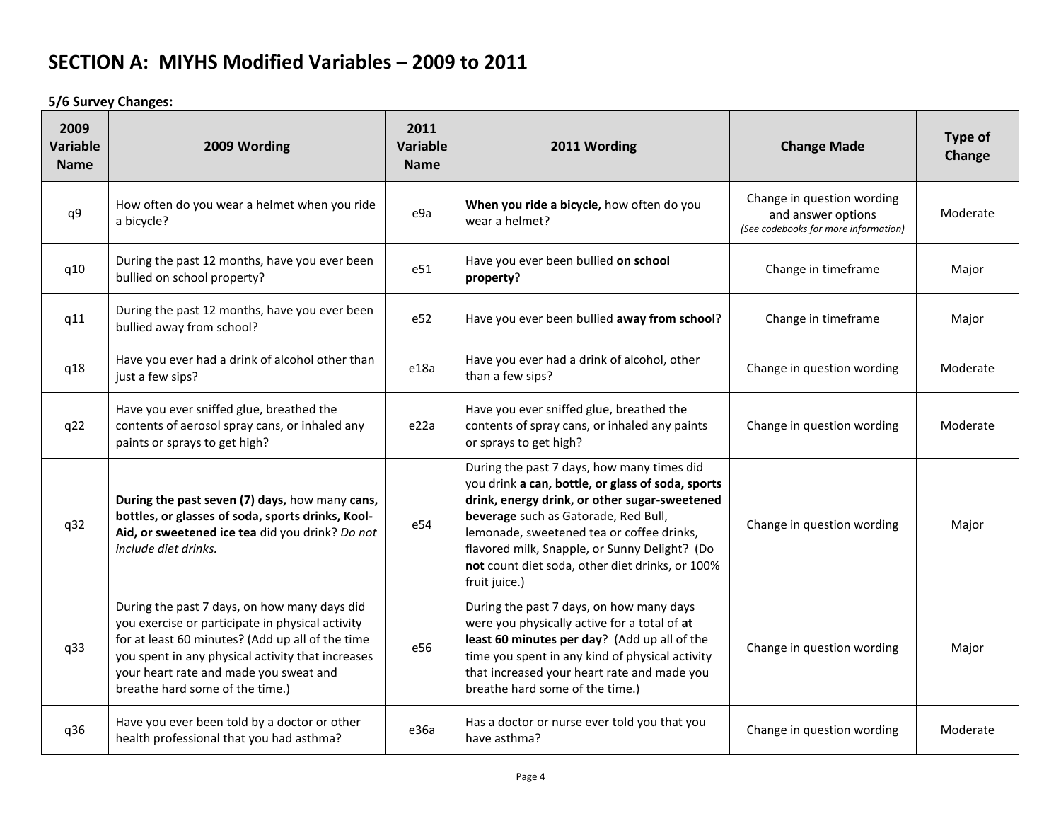# SECTION A: MIYHS Modified Variables – 2009 to 2011

**5/6 Survey Changes:**

| 2009 Variable Name | 2009 Wording | 2011 Variable Name | 2011 Wording | Change Made | Type of Change |
|---|---|---|---|---|---|
| q9 | How often do you wear a helmet when you ride a bicycle? | e9a | **When you ride a bicycle,** how often do you wear a helmet? | Change in question wording and answer options *(See codebooks for more information)* | Moderate |
| q10 | During the past 12 months, have you ever been bullied on school property? | e51 | Have you ever been bullied **on school property**? | Change in timeframe | Major |
| q11 | During the past 12 months, have you ever been bullied away from school? | e52 | Have you ever been bullied **away from school**? | Change in timeframe | Major |
| q18 | Have you ever had a drink of alcohol other than just a few sips? | e18a | Have you ever had a drink of alcohol, other than a few sips? | Change in question wording | Moderate |
| q22 | Have you ever sniffed glue, breathed the contents of aerosol spray cans, or inhaled any paints or sprays to get high? | e22a | Have you ever sniffed glue, breathed the contents of spray cans, or inhaled any paints or sprays to get high? | Change in question wording | Moderate |
| q32 | **During the past seven (7) days,** how many **cans, bottles, or glasses of soda, sports drinks, Kool-Aid, or sweetened ice tea** did you drink? *Do not include diet drinks.* | e54 | During the past 7 days, how many times did you drink **a can, bottle, or glass of soda, sports drink, energy drink, or other sugar-sweetened beverage** such as Gatorade, Red Bull, lemonade, sweetened tea or coffee drinks, flavored milk, Snapple, or Sunny Delight? (Do **not** count diet soda, other diet drinks, or 100% fruit juice.) | Change in question wording | Major |
| q33 | During the past 7 days, on how many days did you exercise or participate in physical activity for at least 60 minutes? (Add up all of the time you spent in any physical activity that increases your heart rate and made you sweat and breathe hard some of the time.) | e56 | During the past 7 days, on how many days were you physically active for a total of **at least 60 minutes per day**? (Add up all of the time you spent in any kind of physical activity that increased your heart rate and made you breathe hard some of the time.) | Change in question wording | Major |
| q36 | Have you ever been told by a doctor or other health professional that you had asthma? | e36a | Has a doctor or nurse ever told you that you have asthma? | Change in question wording | Moderate |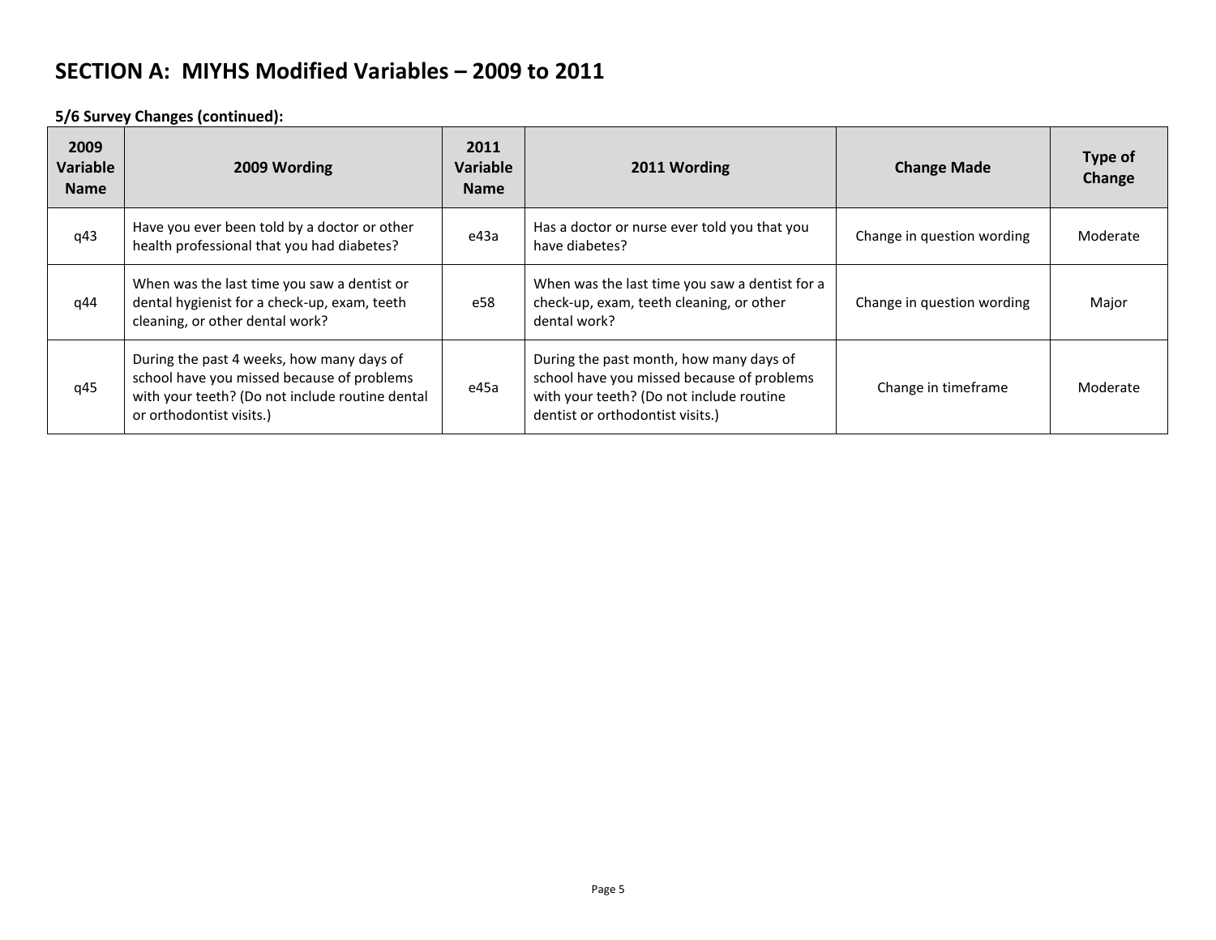## SECTION A: MIYHS Modified Variables – 2009 to 2011

**5/6 Survey Changes (continued):**

| 2009 Variable Name | 2009 Wording | 2011 Variable Name | 2011 Wording | Change Made | Type of Change |
|---|---|---|---|---|---|
| q43 | Have you ever been told by a doctor or other health professional that you had diabetes? | e43a | Has a doctor or nurse ever told you that you have diabetes? | Change in question wording | Moderate |
| q44 | When was the last time you saw a dentist or dental hygienist for a check-up, exam, teeth cleaning, or other dental work? | e58 | When was the last time you saw a dentist for a check-up, exam, teeth cleaning, or other dental work? | Change in question wording | Major |
| q45 | During the past 4 weeks, how many days of school have you missed because of problems with your teeth? (Do not include routine dental or orthodontist visits.) | e45a | During the past month, how many days of school have you missed because of problems with your teeth? (Do not include routine dentist or orthodontist visits.) | Change in timeframe | Moderate |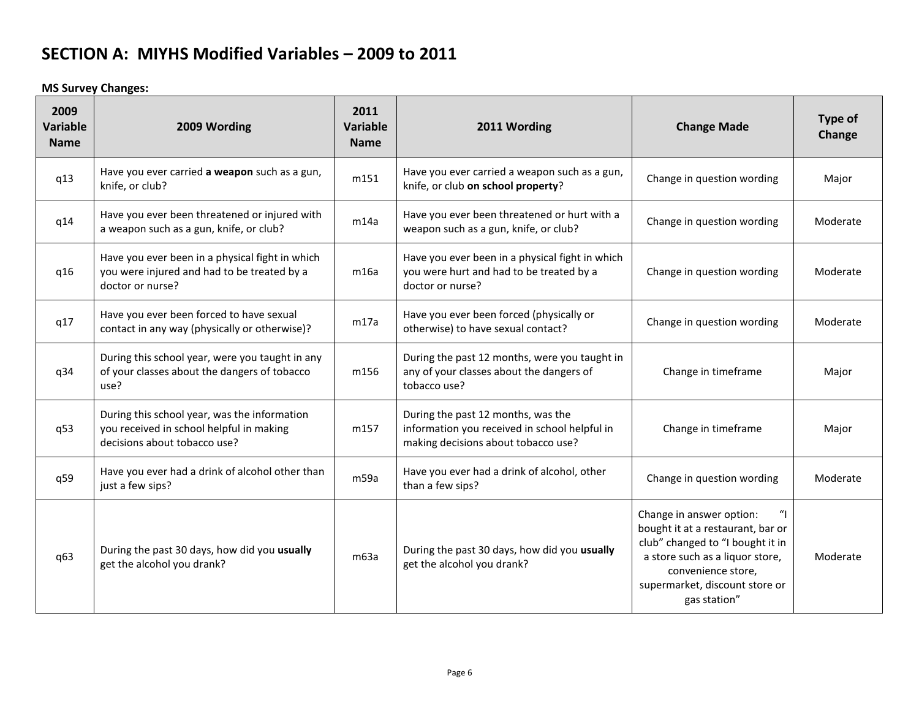# SECTION A: MIYHS Modified Variables – 2009 to 2011

**MS Survey Changes:**

| 2009 Variable Name | 2009 Wording | 2011 Variable Name | 2011 Wording | Change Made | Type of Change |
|---|---|---|---|---|---|
| q13 | Have you ever carried **a weapon** such as a gun, knife, or club? | m151 | Have you ever carried a weapon such as a gun, knife, or club **on school property**? | Change in question wording | Major |
| q14 | Have you ever been threatened or injured with a weapon such as a gun, knife, or club? | m14a | Have you ever been threatened or hurt with a weapon such as a gun, knife, or club? | Change in question wording | Moderate |
| q16 | Have you ever been in a physical fight in which you were injured and had to be treated by a doctor or nurse? | m16a | Have you ever been in a physical fight in which you were hurt and had to be treated by a doctor or nurse? | Change in question wording | Moderate |
| q17 | Have you ever been forced to have sexual contact in any way (physically or otherwise)? | m17a | Have you ever been forced (physically or otherwise) to have sexual contact? | Change in question wording | Moderate |
| q34 | During this school year, were you taught in any of your classes about the dangers of tobacco use? | m156 | During the past 12 months, were you taught in any of your classes about the dangers of tobacco use? | Change in timeframe | Major |
| q53 | During this school year, was the information you received in school helpful in making decisions about tobacco use? | m157 | During the past 12 months, was the information you received in school helpful in making decisions about tobacco use? | Change in timeframe | Major |
| q59 | Have you ever had a drink of alcohol other than just a few sips? | m59a | Have you ever had a drink of alcohol, other than a few sips? | Change in question wording | Moderate |
| q63 | During the past 30 days, how did you **usually** get the alcohol you drank? | m63a | During the past 30 days, how did you **usually** get the alcohol you drank? | Change in answer option: "I bought it at a restaurant, bar or club" changed to "I bought it in a store such as a liquor store, convenience store, supermarket, discount store or gas station" | Moderate |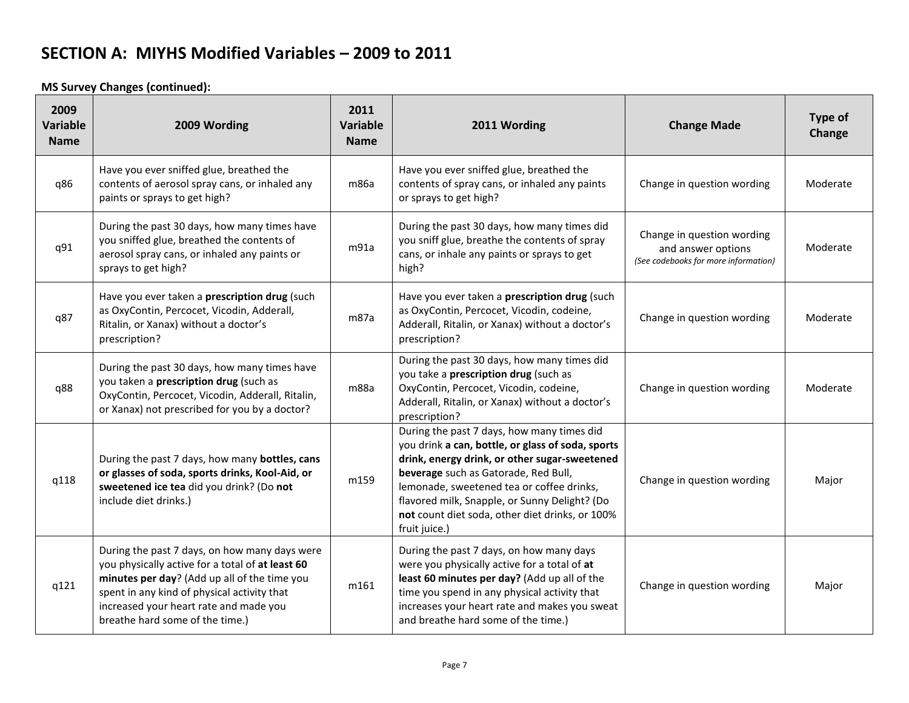## SECTION A: MIYHS Modified Variables – 2009 to 2011

**MS Survey Changes (continued):**

| 2009 Variable Name | 2009 Wording | 2011 Variable Name | 2011 Wording | Change Made | Type of Change |
|---|---|---|---|---|---|
| q86 | Have you ever sniffed glue, breathed the contents of aerosol spray cans, or inhaled any paints or sprays to get high? | m86a | Have you ever sniffed glue, breathed the contents of spray cans, or inhaled any paints or sprays to get high? | Change in question wording | Moderate |
| q91 | During the past 30 days, how many times have you sniffed glue, breathed the contents of aerosol spray cans, or inhaled any paints or sprays to get high? | m91a | During the past 30 days, how many times did you sniff glue, breathe the contents of spray cans, or inhale any paints or sprays to get high? | Change in question wording and answer options *(See codebooks for more information)* | Moderate |
| q87 | Have you ever taken a **prescription drug** (such as OxyContin, Percocet, Vicodin, Adderall, Ritalin, or Xanax) without a doctor's prescription? | m87a | Have you ever taken a **prescription drug** (such as OxyContin, Percocet, Vicodin, codeine, Adderall, Ritalin, or Xanax) without a doctor's prescription? | Change in question wording | Moderate |
| q88 | During the past 30 days, how many times have you taken a **prescription drug** (such as OxyContin, Percocet, Vicodin, Adderall, Ritalin, or Xanax) not prescribed for you by a doctor? | m88a | During the past 30 days, how many times did you take a **prescription drug** (such as OxyContin, Percocet, Vicodin, codeine, Adderall, Ritalin, or Xanax) without a doctor's prescription? | Change in question wording | Moderate |
| q118 | During the past 7 days, how many **bottles, cans or glasses of soda, sports drinks, Kool-Aid, or sweetened ice tea** did you drink? (Do **not** include diet drinks.) | m159 | During the past 7 days, how many times did you drink **a can, bottle, or glass of soda, sports drink, energy drink, or other sugar-sweetened beverage** such as Gatorade, Red Bull, lemonade, sweetened tea or coffee drinks, flavored milk, Snapple, or Sunny Delight? (Do **not** count diet soda, other diet drinks, or 100% fruit juice.) | Change in question wording | Major |
| q121 | During the past 7 days, on how many days were you physically active for a total of **at least 60 minutes per day**? (Add up all of the time you spent in any kind of physical activity that increased your heart rate and made you breathe hard some of the time.) | m161 | During the past 7 days, on how many days were you physically active for a total of **at least 60 minutes per day?** (Add up all of the time you spend in any physical activity that increases your heart rate and makes you sweat and breathe hard some of the time.) | Change in question wording | Major |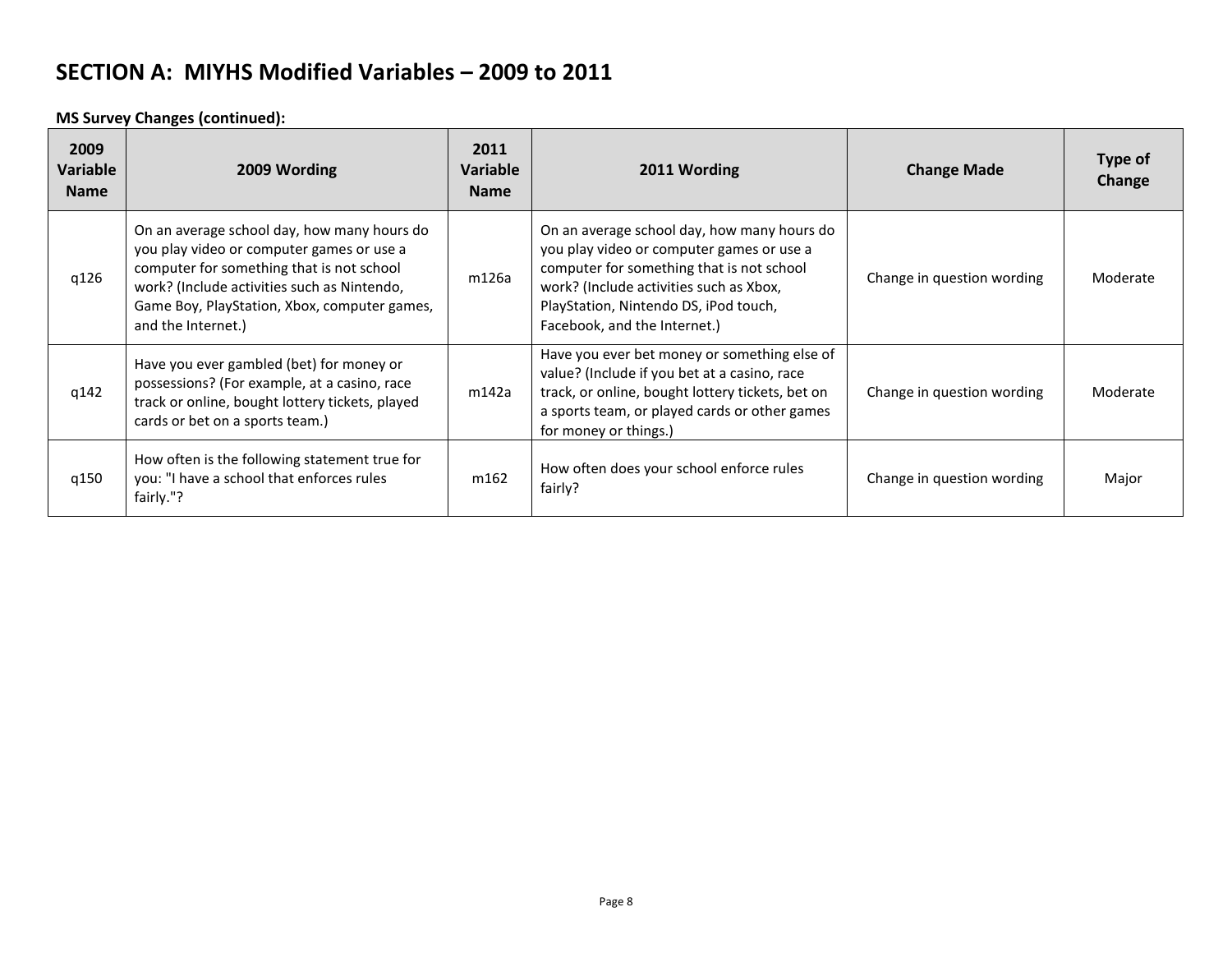# SECTION A: MIYHS Modified Variables – 2009 to 2011

**MS Survey Changes (continued):**

| 2009 Variable Name | 2009 Wording | 2011 Variable Name | 2011 Wording | Change Made | Type of Change |
|---|---|---|---|---|---|
| q126 | On an average school day, how many hours do you play video or computer games or use a computer for something that is not school work? (Include activities such as Nintendo, Game Boy, PlayStation, Xbox, computer games, and the Internet.) | m126a | On an average school day, how many hours do you play video or computer games or use a computer for something that is not school work? (Include activities such as Xbox, PlayStation, Nintendo DS, iPod touch, Facebook, and the Internet.) | Change in question wording | Moderate |
| q142 | Have you ever gambled (bet) for money or possessions? (For example, at a casino, race track or online, bought lottery tickets, played cards or bet on a sports team.) | m142a | Have you ever bet money or something else of value? (Include if you bet at a casino, race track, or online, bought lottery tickets, bet on a sports team, or played cards or other games for money or things.) | Change in question wording | Moderate |
| q150 | How often is the following statement true for you: "I have a school that enforces rules fairly."? | m162 | How often does your school enforce rules fairly? | Change in question wording | Major |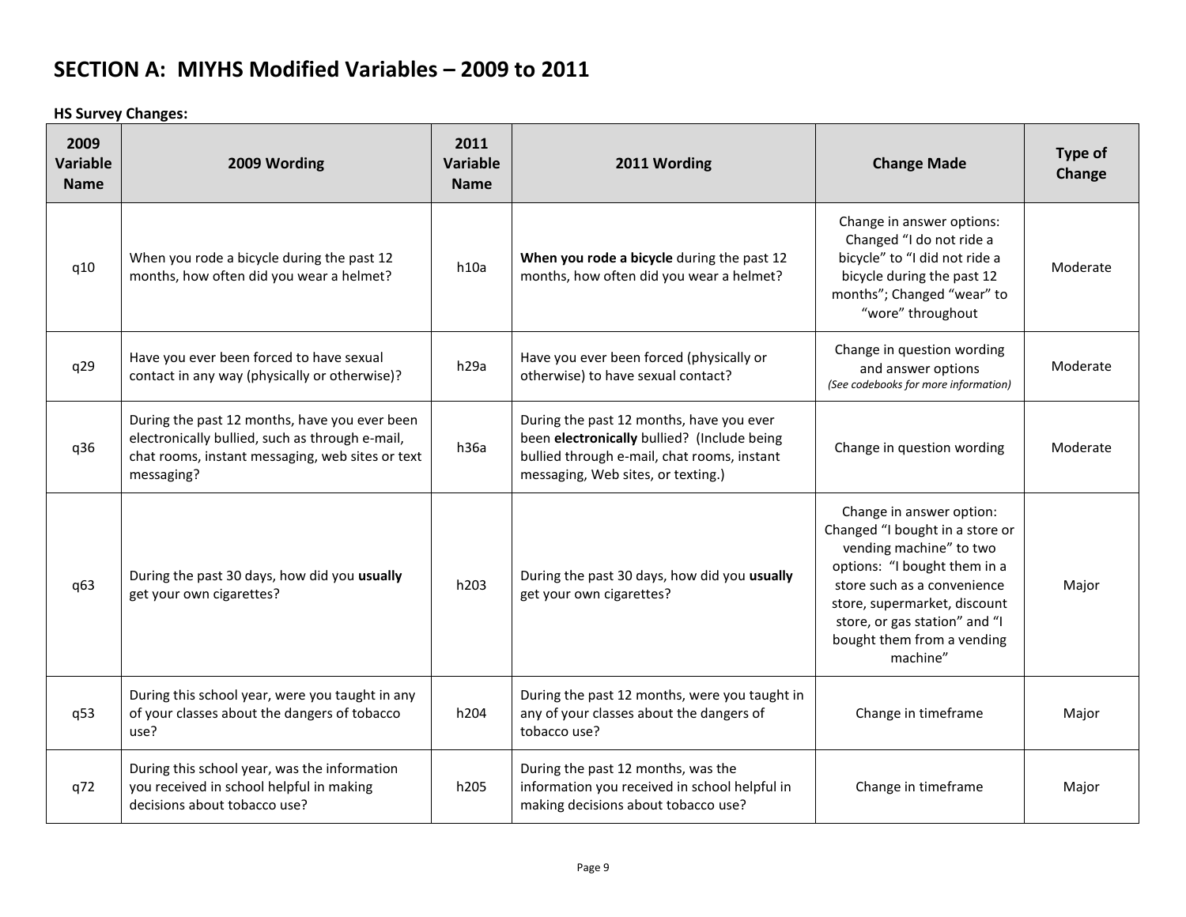## SECTION A: MIYHS Modified Variables – 2009 to 2011

**HS Survey Changes:**

| 2009 Variable Name | 2009 Wording | 2011 Variable Name | 2011 Wording | Change Made | Type of Change |
|---|---|---|---|---|---|
| q10 | When you rode a bicycle during the past 12 months, how often did you wear a helmet? | h10a | **When you rode a bicycle** during the past 12 months, how often did you wear a helmet? | Change in answer options: Changed "I do not ride a bicycle" to "I did not ride a bicycle during the past 12 months"; Changed "wear" to "wore" throughout | Moderate |
| q29 | Have you ever been forced to have sexual contact in any way (physically or otherwise)? | h29a | Have you ever been forced (physically or otherwise) to have sexual contact? | Change in question wording and answer options *(See codebooks for more information)* | Moderate |
| q36 | During the past 12 months, have you ever been electronically bullied, such as through e-mail, chat rooms, instant messaging, web sites or text messaging? | h36a | During the past 12 months, have you ever been **electronically** bullied? (Include being bullied through e-mail, chat rooms, instant messaging, Web sites, or texting.) | Change in question wording | Moderate |
| q63 | During the past 30 days, how did you **usually** get your own cigarettes? | h203 | During the past 30 days, how did you **usually** get your own cigarettes? | Change in answer option: Changed "I bought in a store or vending machine" to two options: "I bought them in a store such as a convenience store, supermarket, discount store, or gas station" and "I bought them from a vending machine" | Major |
| q53 | During this school year, were you taught in any of your classes about the dangers of tobacco use? | h204 | During the past 12 months, were you taught in any of your classes about the dangers of tobacco use? | Change in timeframe | Major |
| q72 | During this school year, was the information you received in school helpful in making decisions about tobacco use? | h205 | During the past 12 months, was the information you received in school helpful in making decisions about tobacco use? | Change in timeframe | Major |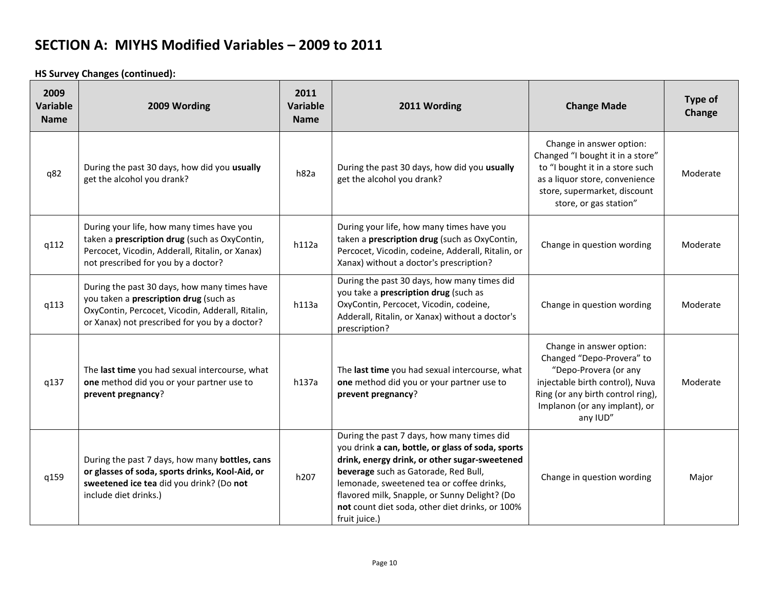## SECTION A: MIYHS Modified Variables – 2009 to 2011

**HS Survey Changes (continued):**

| 2009 Variable Name | 2009 Wording | 2011 Variable Name | 2011 Wording | Change Made | Type of Change |
|---|---|---|---|---|---|
| q82 | During the past 30 days, how did you **usually** get the alcohol you drank? | h82a | During the past 30 days, how did you **usually** get the alcohol you drank? | Change in answer option: Changed "I bought it in a store" to "I bought it in a store such as a liquor store, convenience store, supermarket, discount store, or gas station" | Moderate |
| q112 | During your life, how many times have you taken a **prescription drug** (such as OxyContin, Percocet, Vicodin, Adderall, Ritalin, or Xanax) not prescribed for you by a doctor? | h112a | During your life, how many times have you taken a **prescription drug** (such as OxyContin, Percocet, Vicodin, codeine, Adderall, Ritalin, or Xanax) without a doctor's prescription? | Change in question wording | Moderate |
| q113 | During the past 30 days, how many times have you taken a **prescription drug** (such as OxyContin, Percocet, Vicodin, Adderall, Ritalin, or Xanax) not prescribed for you by a doctor? | h113a | During the past 30 days, how many times did you take a **prescription drug** (such as OxyContin, Percocet, Vicodin, codeine, Adderall, Ritalin, or Xanax) without a doctor's prescription? | Change in question wording | Moderate |
| q137 | The **last time** you had sexual intercourse, what **one** method did you or your partner use to **prevent pregnancy**? | h137a | The **last time** you had sexual intercourse, what **one** method did you or your partner use to **prevent pregnancy**? | Change in answer option: Changed "Depo-Provera" to "Depo-Provera (or any injectable birth control), Nuva Ring (or any birth control ring), Implanon (or any implant), or any IUD" | Moderate |
| q159 | During the past 7 days, how many **bottles, cans or glasses of soda, sports drinks, Kool-Aid, or sweetened ice tea** did you drink? (Do **not** include diet drinks.) | h207 | During the past 7 days, how many times did you drink **a can, bottle, or glass of soda, sports drink, energy drink, or other sugar-sweetened beverage** such as Gatorade, Red Bull, lemonade, sweetened tea or coffee drinks, flavored milk, Snapple, or Sunny Delight? (Do **not** count diet soda, other diet drinks, or 100% fruit juice.) | Change in question wording | Major |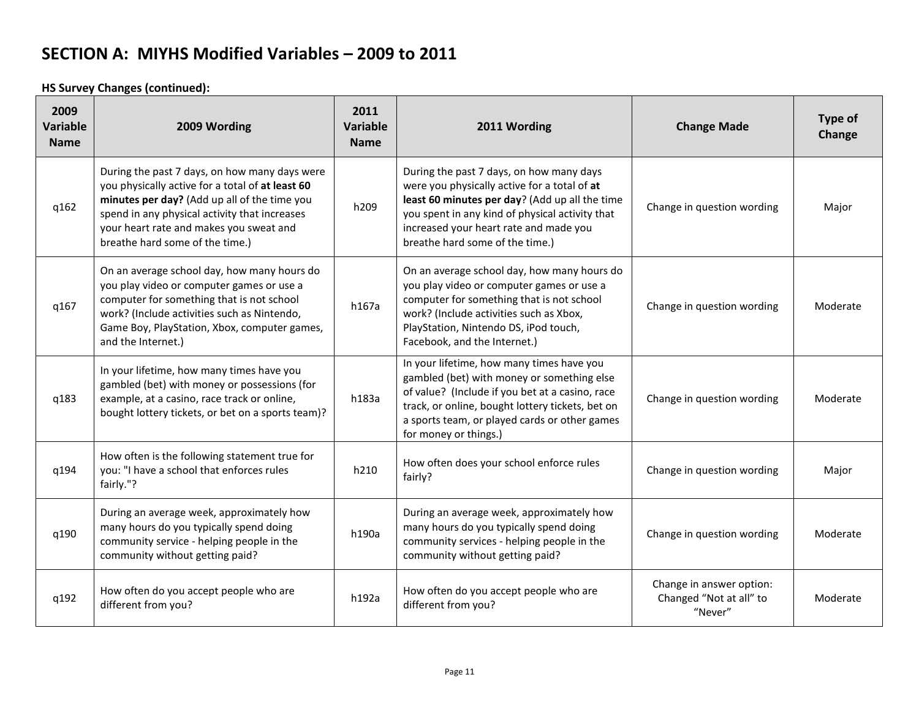# SECTION A: MIYHS Modified Variables – 2009 to 2011

**HS Survey Changes (continued):**

| 2009 Variable Name | 2009 Wording | 2011 Variable Name | 2011 Wording | Change Made | Type of Change |
|---|---|---|---|---|---|
| q162 | During the past 7 days, on how many days were you physically active for a total of **at least 60 minutes per day?** (Add up all of the time you spend in any physical activity that increases your heart rate and makes you sweat and breathe hard some of the time.) | h209 | During the past 7 days, on how many days were you physically active for a total of **at least 60 minutes per day**? (Add up all the time you spent in any kind of physical activity that increased your heart rate and made you breathe hard some of the time.) | Change in question wording | Major |
| q167 | On an average school day, how many hours do you play video or computer games or use a computer for something that is not school work? (Include activities such as Nintendo, Game Boy, PlayStation, Xbox, computer games, and the Internet.) | h167a | On an average school day, how many hours do you play video or computer games or use a computer for something that is not school work? (Include activities such as Xbox, PlayStation, Nintendo DS, iPod touch, Facebook, and the Internet.) | Change in question wording | Moderate |
| q183 | In your lifetime, how many times have you gambled (bet) with money or possessions (for example, at a casino, race track or online, bought lottery tickets, or bet on a sports team)? | h183a | In your lifetime, how many times have you gambled (bet) with money or something else of value? (Include if you bet at a casino, race track, or online, bought lottery tickets, bet on a sports team, or played cards or other games for money or things.) | Change in question wording | Moderate |
| q194 | How often is the following statement true for you: "I have a school that enforces rules fairly."? | h210 | How often does your school enforce rules fairly? | Change in question wording | Major |
| q190 | During an average week, approximately how many hours do you typically spend doing community service - helping people in the community without getting paid? | h190a | During an average week, approximately how many hours do you typically spend doing community services - helping people in the community without getting paid? | Change in question wording | Moderate |
| q192 | How often do you accept people who are different from you? | h192a | How often do you accept people who are different from you? | Change in answer option: Changed "Not at all" to "Never" | Moderate |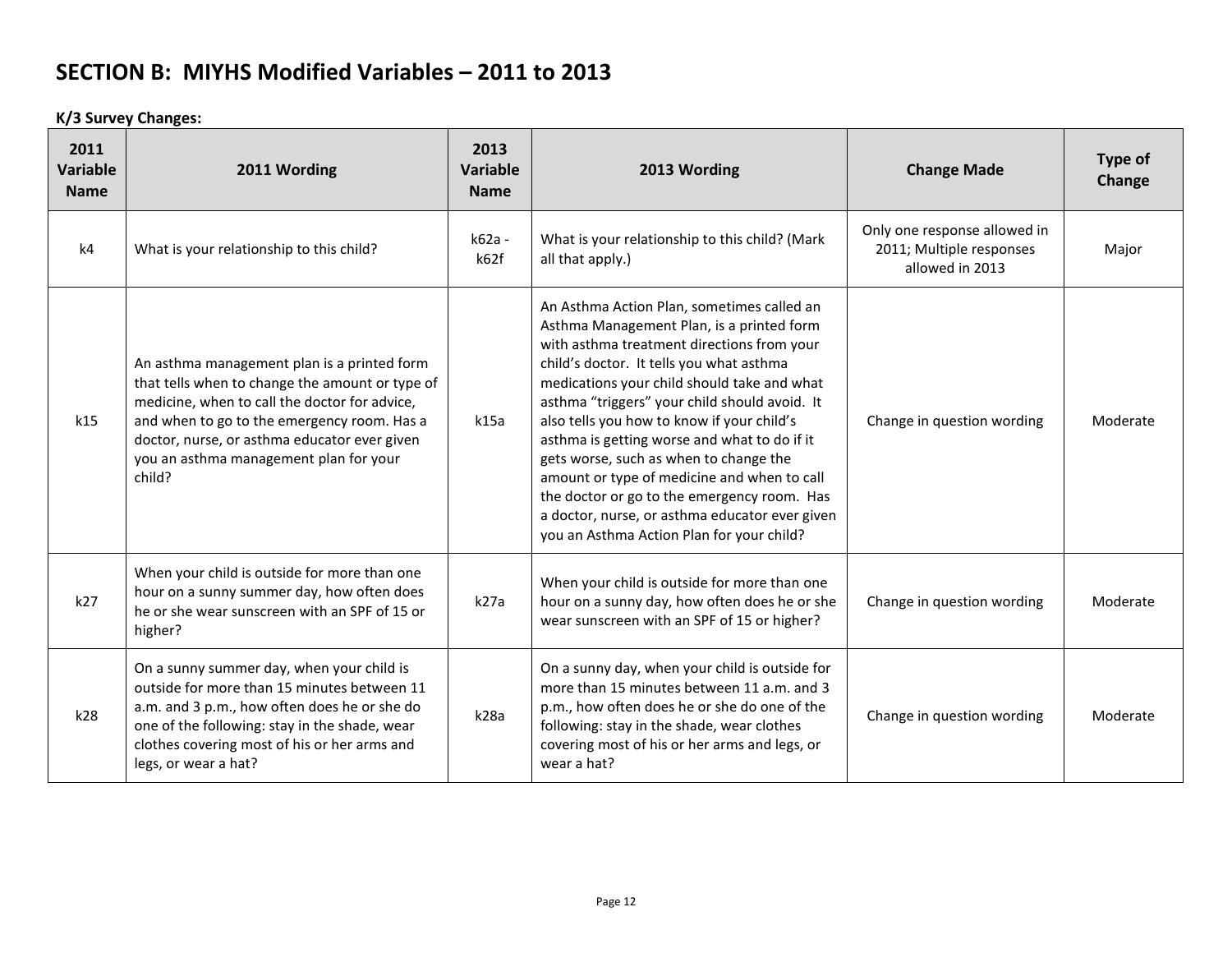## SECTION B: MIYHS Modified Variables – 2011 to 2013

**K/3 Survey Changes:**

| 2011 Variable Name | 2011 Wording | 2013 Variable Name | 2013 Wording | Change Made | Type of Change |
|---|---|---|---|---|---|
| k4 | What is your relationship to this child? | k62a - k62f | What is your relationship to this child? (Mark all that apply.) | Only one response allowed in 2011; Multiple responses allowed in 2013 | Major |
| k15 | An asthma management plan is a printed form that tells when to change the amount or type of medicine, when to call the doctor for advice, and when to go to the emergency room. Has a doctor, nurse, or asthma educator ever given you an asthma management plan for your child? | k15a | An Asthma Action Plan, sometimes called an Asthma Management Plan, is a printed form with asthma treatment directions from your child's doctor. It tells you what asthma medications your child should take and what asthma "triggers" your child should avoid. It also tells you how to know if your child's asthma is getting worse and what to do if it gets worse, such as when to change the amount or type of medicine and when to call the doctor or go to the emergency room. Has a doctor, nurse, or asthma educator ever given you an Asthma Action Plan for your child? | Change in question wording | Moderate |
| k27 | When your child is outside for more than one hour on a sunny summer day, how often does he or she wear sunscreen with an SPF of 15 or higher? | k27a | When your child is outside for more than one hour on a sunny day, how often does he or she wear sunscreen with an SPF of 15 or higher? | Change in question wording | Moderate |
| k28 | On a sunny summer day, when your child is outside for more than 15 minutes between 11 a.m. and 3 p.m., how often does he or she do one of the following: stay in the shade, wear clothes covering most of his or her arms and legs, or wear a hat? | k28a | On a sunny day, when your child is outside for more than 15 minutes between 11 a.m. and 3 p.m., how often does he or she do one of the following: stay in the shade, wear clothes covering most of his or her arms and legs, or wear a hat? | Change in question wording | Moderate |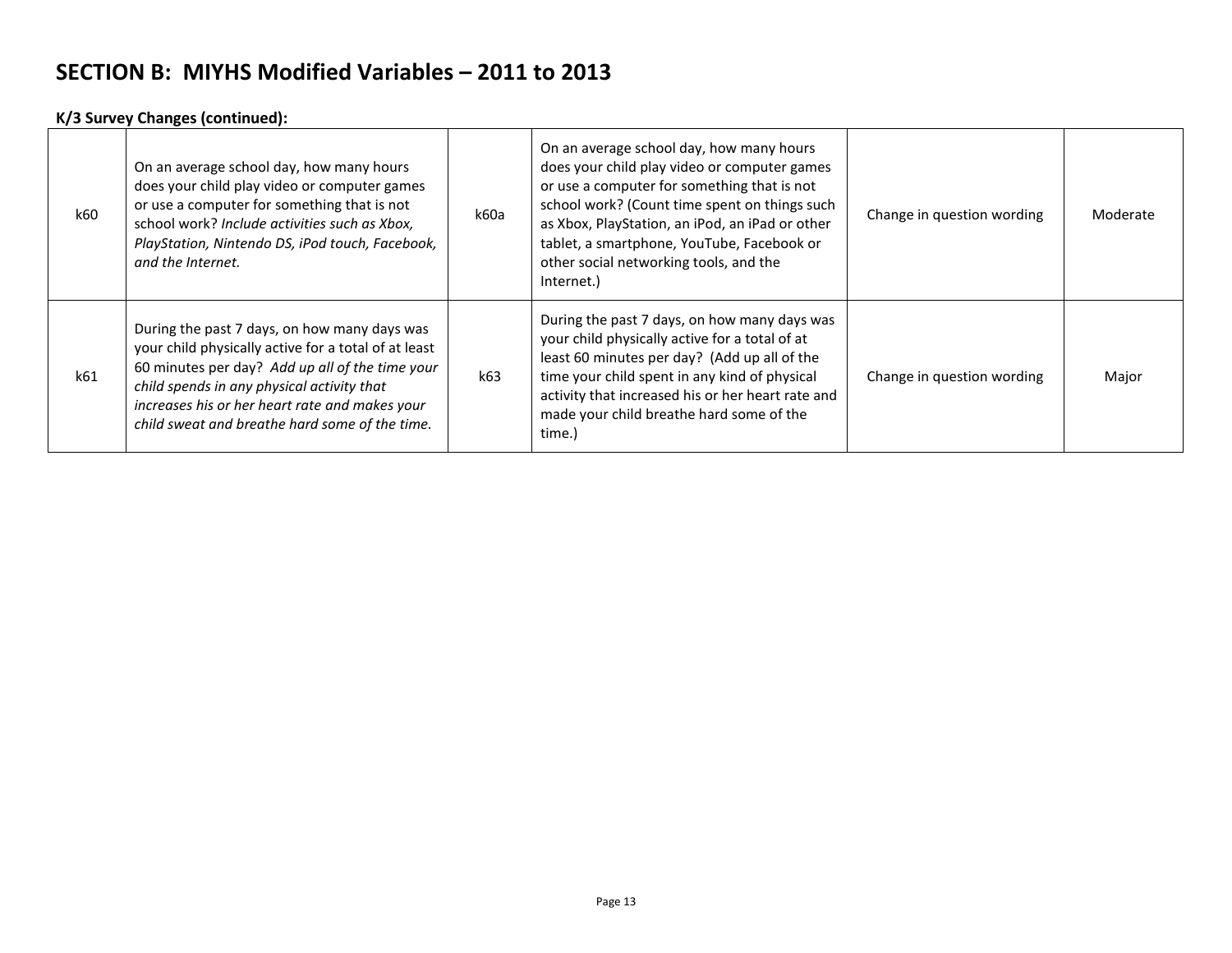# SECTION B: MIYHS Modified Variables – 2011 to 2013

**K/3 Survey Changes (continued):**

| | | | | | |
|---|---|---|---|---|---|
| k60 | On an average school day, how many hours does your child play video or computer games or use a computer for something that is not school work? *Include activities such as Xbox, PlayStation, Nintendo DS, iPod touch, Facebook, and the Internet.* | k60a | On an average school day, how many hours does your child play video or computer games or use a computer for something that is not school work? (Count time spent on things such as Xbox, PlayStation, an iPod, an iPad or other tablet, a smartphone, YouTube, Facebook or other social networking tools, and the Internet.) | Change in question wording | Moderate |
| k61 | During the past 7 days, on how many days was your child physically active for a total of at least 60 minutes per day? *Add up all of the time your child spends in any physical activity that increases his or her heart rate and makes your child sweat and breathe hard some of the time.* | k63 | During the past 7 days, on how many days was your child physically active for a total of at least 60 minutes per day? (Add up all of the time your child spent in any kind of physical activity that increased his or her heart rate and made your child breathe hard some of the time.) | Change in question wording | Major |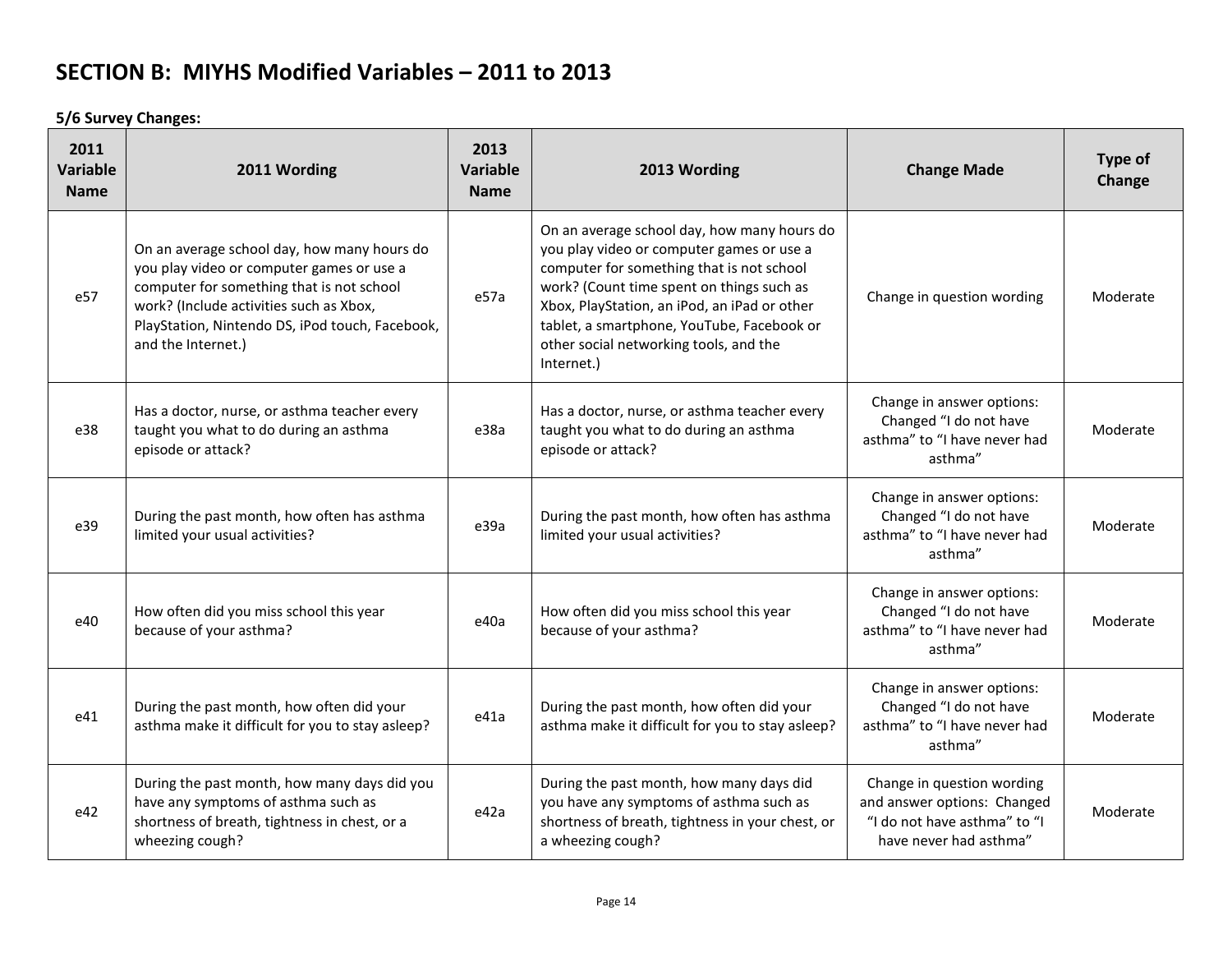# SECTION B: MIYHS Modified Variables – 2011 to 2013

**5/6 Survey Changes:**

| 2011 Variable Name | 2011 Wording | 2013 Variable Name | 2013 Wording | Change Made | Type of Change |
|---|---|---|---|---|---|
| e57 | On an average school day, how many hours do you play video or computer games or use a computer for something that is not school work? (Include activities such as Xbox, PlayStation, Nintendo DS, iPod touch, Facebook, and the Internet.) | e57a | On an average school day, how many hours do you play video or computer games or use a computer for something that is not school work? (Count time spent on things such as Xbox, PlayStation, an iPod, an iPad or other tablet, a smartphone, YouTube, Facebook or other social networking tools, and the Internet.) | Change in question wording | Moderate |
| e38 | Has a doctor, nurse, or asthma teacher every taught you what to do during an asthma episode or attack? | e38a | Has a doctor, nurse, or asthma teacher every taught you what to do during an asthma episode or attack? | Change in answer options: Changed "I do not have asthma" to "I have never had asthma" | Moderate |
| e39 | During the past month, how often has asthma limited your usual activities? | e39a | During the past month, how often has asthma limited your usual activities? | Change in answer options: Changed "I do not have asthma" to "I have never had asthma" | Moderate |
| e40 | How often did you miss school this year because of your asthma? | e40a | How often did you miss school this year because of your asthma? | Change in answer options: Changed "I do not have asthma" to "I have never had asthma" | Moderate |
| e41 | During the past month, how often did your asthma make it difficult for you to stay asleep? | e41a | During the past month, how often did your asthma make it difficult for you to stay asleep? | Change in answer options: Changed "I do not have asthma" to "I have never had asthma" | Moderate |
| e42 | During the past month, how many days did you have any symptoms of asthma such as shortness of breath, tightness in chest, or a wheezing cough? | e42a | During the past month, how many days did you have any symptoms of asthma such as shortness of breath, tightness in your chest, or a wheezing cough? | Change in question wording and answer options: Changed "I do not have asthma" to "I have never had asthma" | Moderate |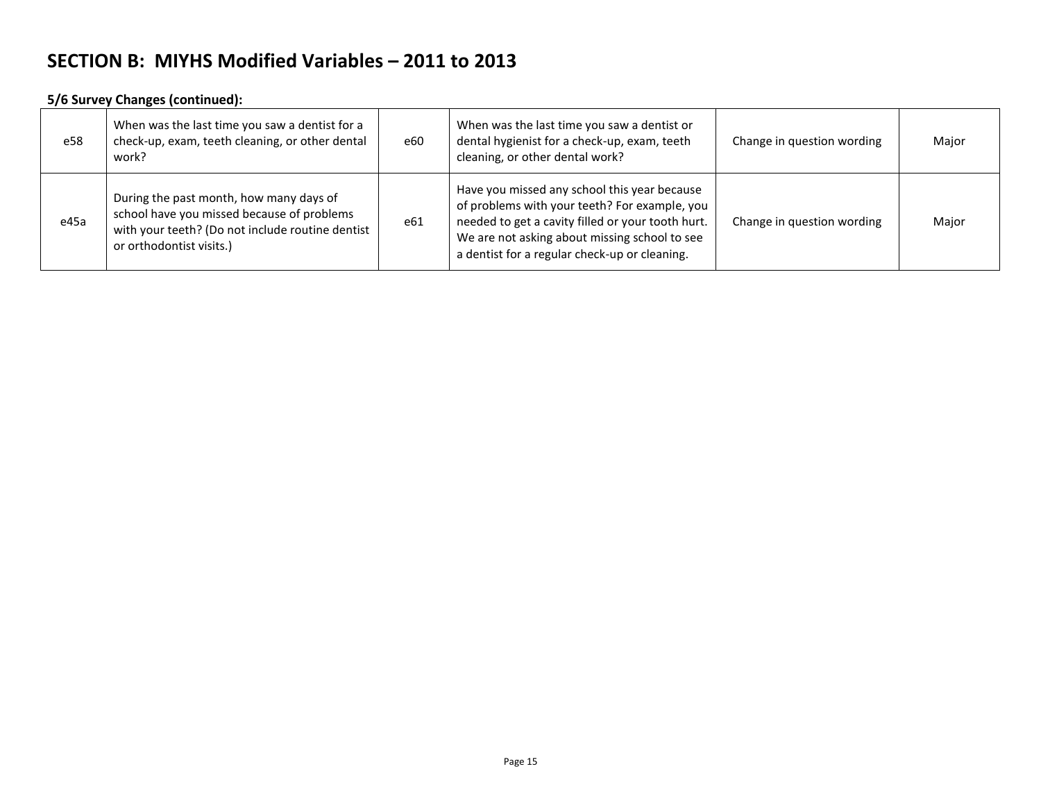# SECTION B: MIYHS Modified Variables – 2011 to 2013

**5/6 Survey Changes (continued):**

| | | | | | |
|---|---|---|---|---|---|
| e58 | When was the last time you saw a dentist for a check-up, exam, teeth cleaning, or other dental work? | e60 | When was the last time you saw a dentist or dental hygienist for a check-up, exam, teeth cleaning, or other dental work? | Change in question wording | Major |
| e45a | During the past month, how many days of school have you missed because of problems with your teeth? (Do not include routine dentist or orthodontist visits.) | e61 | Have you missed any school this year because of problems with your teeth? For example, you needed to get a cavity filled or your tooth hurt. We are not asking about missing school to see a dentist for a regular check-up or cleaning. | Change in question wording | Major |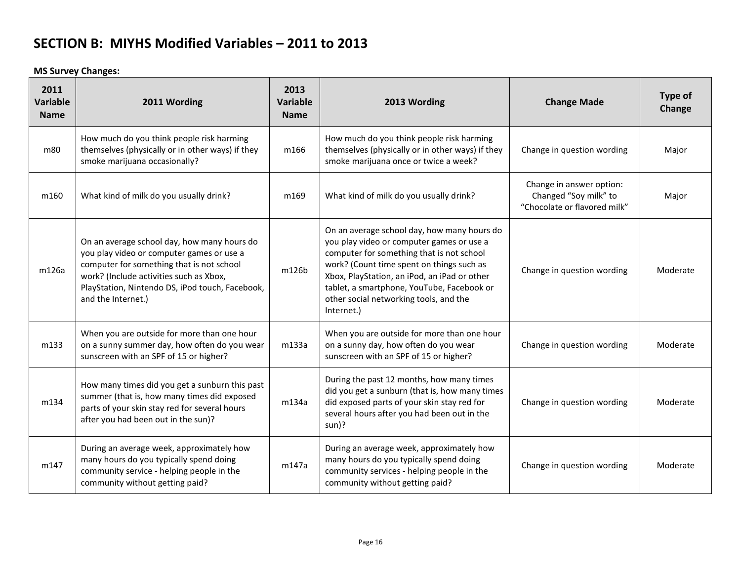## SECTION B: MIYHS Modified Variables – 2011 to 2013

**MS Survey Changes:**

| 2011 Variable Name | 2011 Wording | 2013 Variable Name | 2013 Wording | Change Made | Type of Change |
|---|---|---|---|---|---|
| m80 | How much do you think people risk harming themselves (physically or in other ways) if they smoke marijuana occasionally? | m166 | How much do you think people risk harming themselves (physically or in other ways) if they smoke marijuana once or twice a week? | Change in question wording | Major |
| m160 | What kind of milk do you usually drink? | m169 | What kind of milk do you usually drink? | Change in answer option: Changed "Soy milk" to "Chocolate or flavored milk" | Major |
| m126a | On an average school day, how many hours do you play video or computer games or use a computer for something that is not school work? (Include activities such as Xbox, PlayStation, Nintendo DS, iPod touch, Facebook, and the Internet.) | m126b | On an average school day, how many hours do you play video or computer games or use a computer for something that is not school work? (Count time spent on things such as Xbox, PlayStation, an iPod, an iPad or other tablet, a smartphone, YouTube, Facebook or other social networking tools, and the Internet.) | Change in question wording | Moderate |
| m133 | When you are outside for more than one hour on a sunny summer day, how often do you wear sunscreen with an SPF of 15 or higher? | m133a | When you are outside for more than one hour on a sunny day, how often do you wear sunscreen with an SPF of 15 or higher? | Change in question wording | Moderate |
| m134 | How many times did you get a sunburn this past summer (that is, how many times did exposed parts of your skin stay red for several hours after you had been out in the sun)? | m134a | During the past 12 months, how many times did you get a sunburn (that is, how many times did exposed parts of your skin stay red for several hours after you had been out in the sun)? | Change in question wording | Moderate |
| m147 | During an average week, approximately how many hours do you typically spend doing community service - helping people in the community without getting paid? | m147a | During an average week, approximately how many hours do you typically spend doing community services - helping people in the community without getting paid? | Change in question wording | Moderate |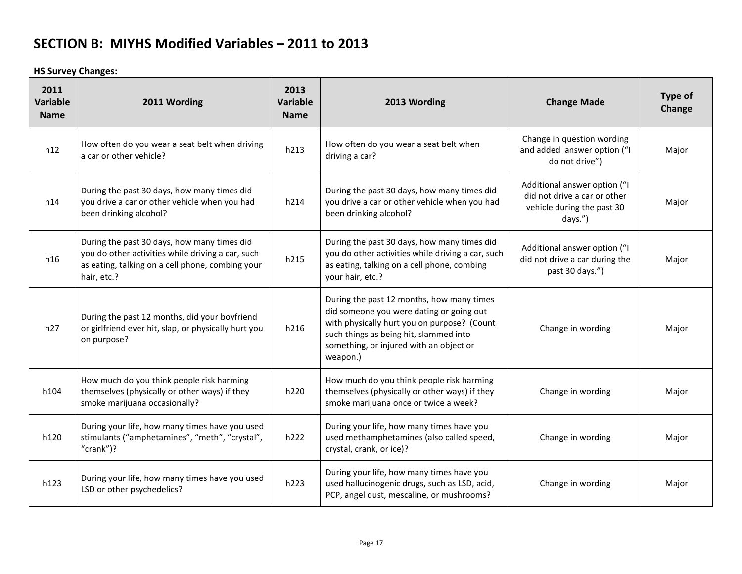## SECTION B: MIYHS Modified Variables – 2011 to 2013

**HS Survey Changes:**

| 2011 Variable Name | 2011 Wording | 2013 Variable Name | 2013 Wording | Change Made | Type of Change |
|---|---|---|---|---|---|
| h12 | How often do you wear a seat belt when driving a car or other vehicle? | h213 | How often do you wear a seat belt when driving a car? | Change in question wording and added answer option ("I do not drive") | Major |
| h14 | During the past 30 days, how many times did you drive a car or other vehicle when you had been drinking alcohol? | h214 | During the past 30 days, how many times did you drive a car or other vehicle when you had been drinking alcohol? | Additional answer option ("I did not drive a car or other vehicle during the past 30 days.") | Major |
| h16 | During the past 30 days, how many times did you do other activities while driving a car, such as eating, talking on a cell phone, combing your hair, etc.? | h215 | During the past 30 days, how many times did you do other activities while driving a car, such as eating, talking on a cell phone, combing your hair, etc.? | Additional answer option ("I did not drive a car during the past 30 days.") | Major |
| h27 | During the past 12 months, did your boyfriend or girlfriend ever hit, slap, or physically hurt you on purpose? | h216 | During the past 12 months, how many times did someone you were dating or going out with physically hurt you on purpose? (Count such things as being hit, slammed into something, or injured with an object or weapon.) | Change in wording | Major |
| h104 | How much do you think people risk harming themselves (physically or other ways) if they smoke marijuana occasionally? | h220 | How much do you think people risk harming themselves (physically or other ways) if they smoke marijuana once or twice a week? | Change in wording | Major |
| h120 | During your life, how many times have you used stimulants ("amphetamines", "meth", "crystal", "crank")? | h222 | During your life, how many times have you used methamphetamines (also called speed, crystal, crank, or ice)? | Change in wording | Major |
| h123 | During your life, how many times have you used LSD or other psychedelics? | h223 | During your life, how many times have you used hallucinogenic drugs, such as LSD, acid, PCP, angel dust, mescaline, or mushrooms? | Change in wording | Major |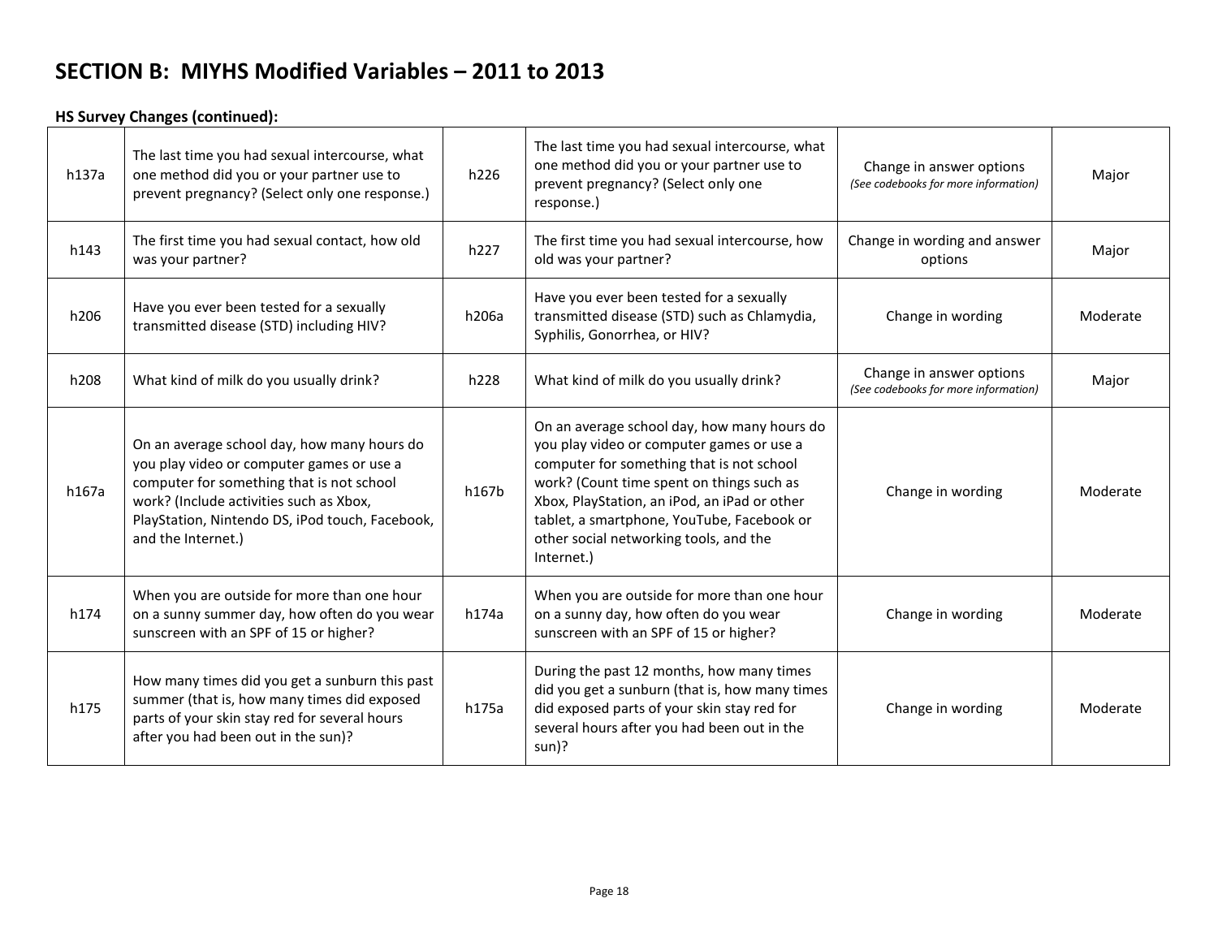# SECTION B: MIYHS Modified Variables – 2011 to 2013

**HS Survey Changes (continued):**

| | | | | | |
|---|---|---|---|---|---|
| h137a | The last time you had sexual intercourse, what one method did you or your partner use to prevent pregnancy? (Select only one response.) | h226 | The last time you had sexual intercourse, what one method did you or your partner use to prevent pregnancy? (Select only one response.) | Change in answer options *(See codebooks for more information)* | Major |
| h143 | The first time you had sexual contact, how old was your partner? | h227 | The first time you had sexual intercourse, how old was your partner? | Change in wording and answer options | Major |
| h206 | Have you ever been tested for a sexually transmitted disease (STD) including HIV? | h206a | Have you ever been tested for a sexually transmitted disease (STD) such as Chlamydia, Syphilis, Gonorrhea, or HIV? | Change in wording | Moderate |
| h208 | What kind of milk do you usually drink? | h228 | What kind of milk do you usually drink? | Change in answer options *(See codebooks for more information)* | Major |
| h167a | On an average school day, how many hours do you play video or computer games or use a computer for something that is not school work? (Include activities such as Xbox, PlayStation, Nintendo DS, iPod touch, Facebook, and the Internet.) | h167b | On an average school day, how many hours do you play video or computer games or use a computer for something that is not school work? (Count time spent on things such as Xbox, PlayStation, an iPod, an iPad or other tablet, a smartphone, YouTube, Facebook or other social networking tools, and the Internet.) | Change in wording | Moderate |
| h174 | When you are outside for more than one hour on a sunny summer day, how often do you wear sunscreen with an SPF of 15 or higher? | h174a | When you are outside for more than one hour on a sunny day, how often do you wear sunscreen with an SPF of 15 or higher? | Change in wording | Moderate |
| h175 | How many times did you get a sunburn this past summer (that is, how many times did exposed parts of your skin stay red for several hours after you had been out in the sun)? | h175a | During the past 12 months, how many times did you get a sunburn (that is, how many times did exposed parts of your skin stay red for several hours after you had been out in the sun)? | Change in wording | Moderate |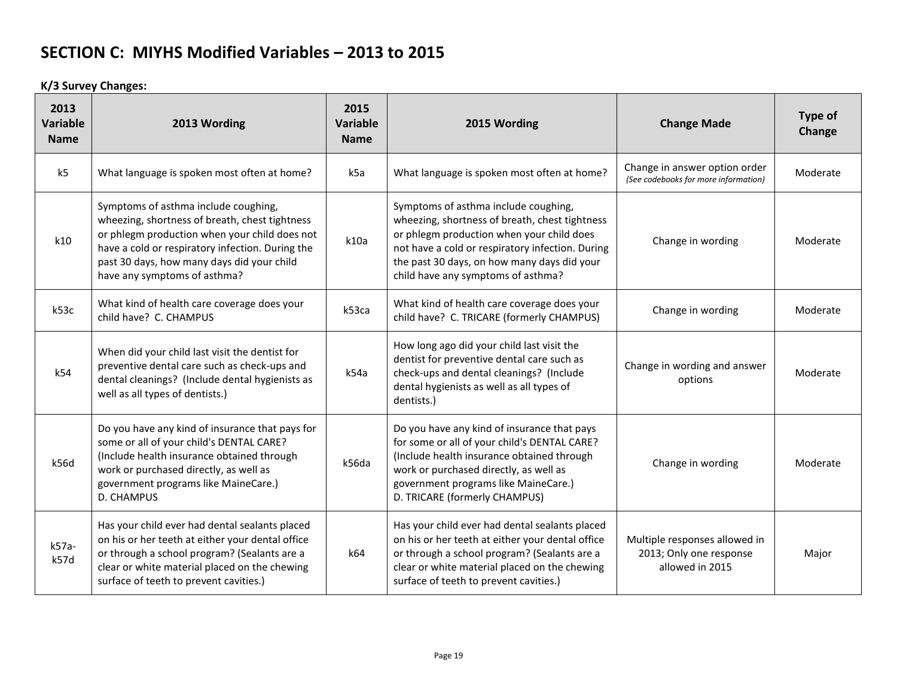# SECTION C: MIYHS Modified Variables – 2013 to 2015

**K/3 Survey Changes:**

| 2013 Variable Name | 2013 Wording | 2015 Variable Name | 2015 Wording | Change Made | Type of Change |
|---|---|---|---|---|---|
| k5 | What language is spoken most often at home? | k5a | What language is spoken most often at home? | Change in answer option order *(See codebooks for more information)* | Moderate |
| k10 | Symptoms of asthma include coughing, wheezing, shortness of breath, chest tightness or phlegm production when your child does not have a cold or respiratory infection. During the past 30 days, how many days did your child have any symptoms of asthma? | k10a | Symptoms of asthma include coughing, wheezing, shortness of breath, chest tightness or phlegm production when your child does not have a cold or respiratory infection. During the past 30 days, on how many days did your child have any symptoms of asthma? | Change in wording | Moderate |
| k53c | What kind of health care coverage does your child have? C. CHAMPUS | k53ca | What kind of health care coverage does your child have? C. TRICARE (formerly CHAMPUS) | Change in wording | Moderate |
| k54 | When did your child last visit the dentist for preventive dental care such as check-ups and dental cleanings? (Include dental hygienists as well as all types of dentists.) | k54a | How long ago did your child last visit the dentist for preventive dental care such as check-ups and dental cleanings? (Include dental hygienists as well as all types of dentists.) | Change in wording and answer options | Moderate |
| k56d | Do you have any kind of insurance that pays for some or all of your child's DENTAL CARE? (Include health insurance obtained through work or purchased directly, as well as government programs like MaineCare.) D. CHAMPUS | k56da | Do you have any kind of insurance that pays for some or all of your child's DENTAL CARE? (Include health insurance obtained through work or purchased directly, as well as government programs like MaineCare.) D. TRICARE (formerly CHAMPUS) | Change in wording | Moderate |
| k57a-k57d | Has your child ever had dental sealants placed on his or her teeth at either your dental office or through a school program? (Sealants are a clear or white material placed on the chewing surface of teeth to prevent cavities.) | k64 | Has your child ever had dental sealants placed on his or her teeth at either your dental office or through a school program? (Sealants are a clear or white material placed on the chewing surface of teeth to prevent cavities.) | Multiple responses allowed in 2013; Only one response allowed in 2015 | Major |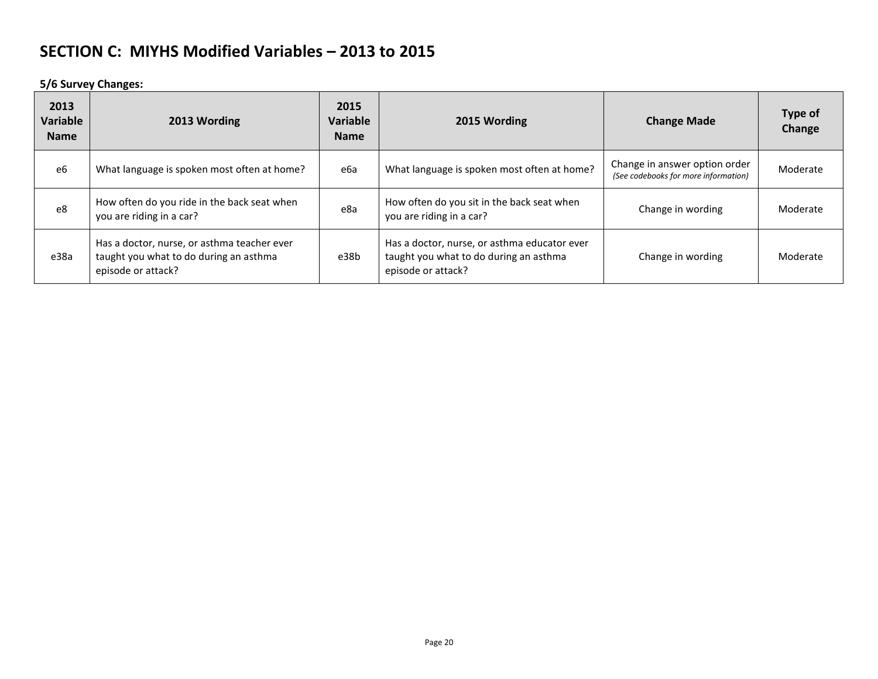## SECTION C: MIYHS Modified Variables – 2013 to 2015

**5/6 Survey Changes:**

| 2013 Variable Name | 2013 Wording | 2015 Variable Name | 2015 Wording | Change Made | Type of Change |
|---|---|---|---|---|---|
| e6 | What language is spoken most often at home? | e6a | What language is spoken most often at home? | Change in answer option order *(See codebooks for more information)* | Moderate |
| e8 | How often do you ride in the back seat when you are riding in a car? | e8a | How often do you sit in the back seat when you are riding in a car? | Change in wording | Moderate |
| e38a | Has a doctor, nurse, or asthma teacher ever taught you what to do during an asthma episode or attack? | e38b | Has a doctor, nurse, or asthma educator ever taught you what to do during an asthma episode or attack? | Change in wording | Moderate |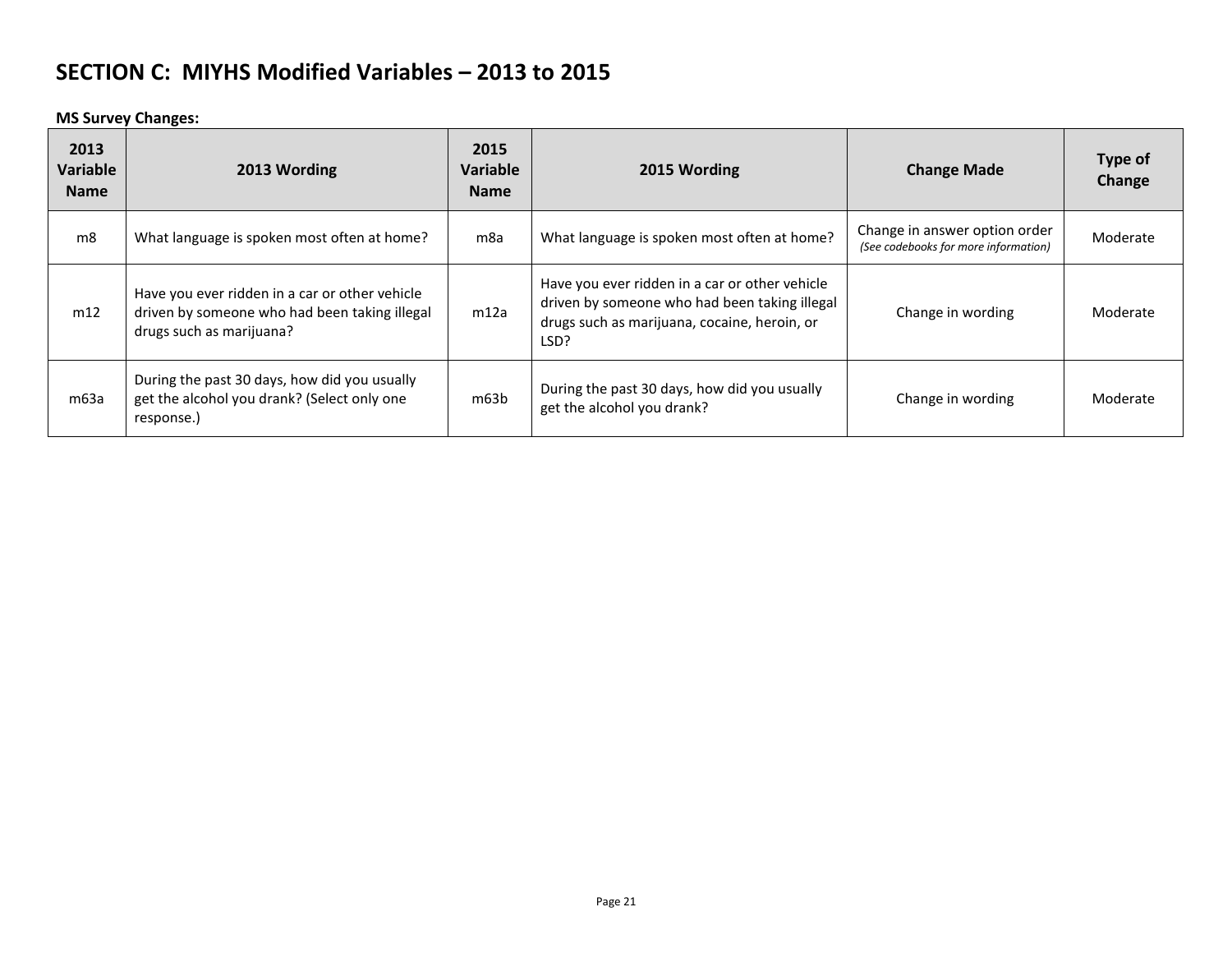## SECTION C: MIYHS Modified Variables – 2013 to 2015

**MS Survey Changes:**

| 2013 Variable Name | 2013 Wording | 2015 Variable Name | 2015 Wording | Change Made | Type of Change |
|---|---|---|---|---|---|
| m8 | What language is spoken most often at home? | m8a | What language is spoken most often at home? | Change in answer option order *(See codebooks for more information)* | Moderate |
| m12 | Have you ever ridden in a car or other vehicle driven by someone who had been taking illegal drugs such as marijuana? | m12a | Have you ever ridden in a car or other vehicle driven by someone who had been taking illegal drugs such as marijuana, cocaine, heroin, or LSD? | Change in wording | Moderate |
| m63a | During the past 30 days, how did you usually get the alcohol you drank? (Select only one response.) | m63b | During the past 30 days, how did you usually get the alcohol you drank? | Change in wording | Moderate |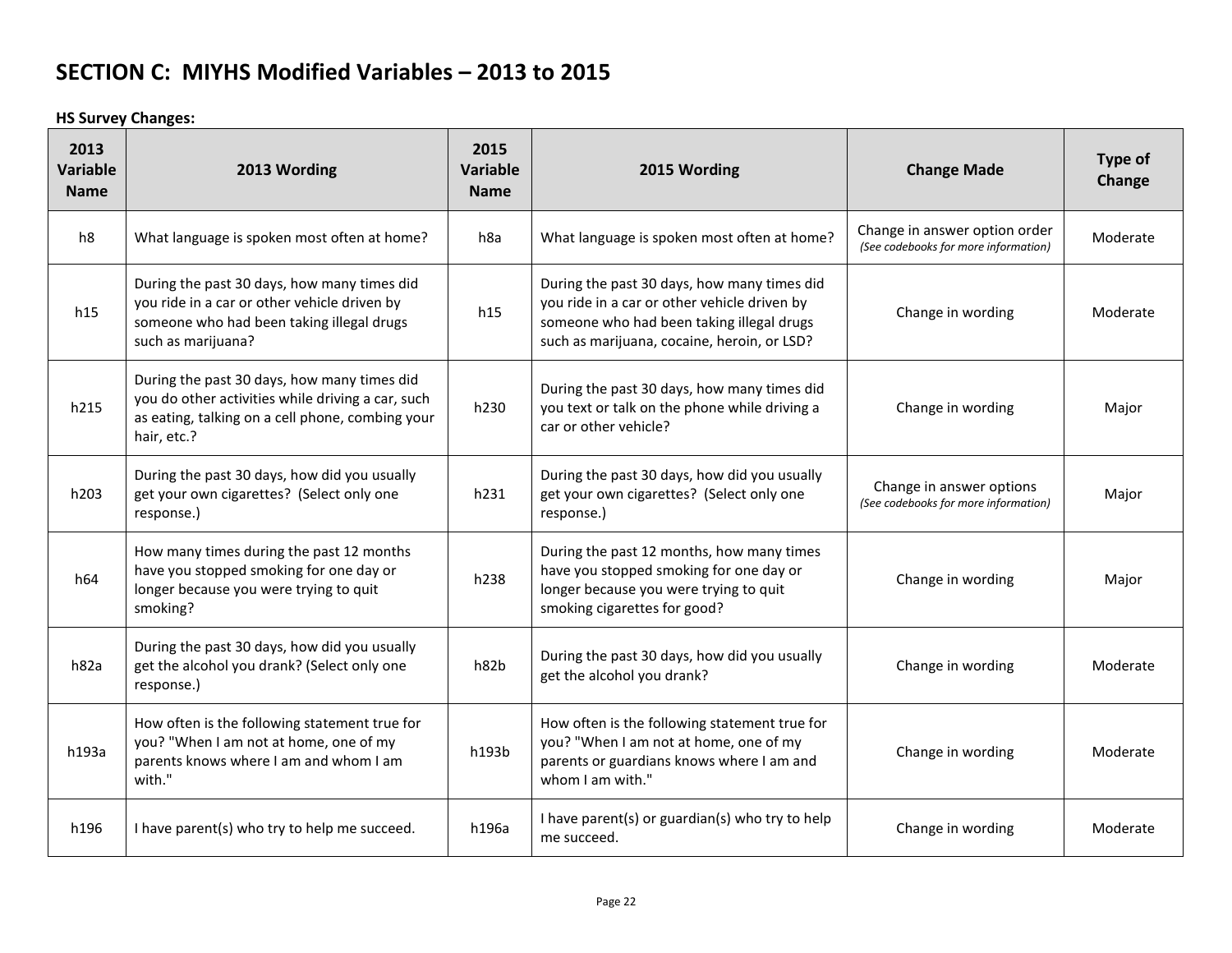# SECTION C: MIYHS Modified Variables – 2013 to 2015

**HS Survey Changes:**

| 2013 Variable Name | 2013 Wording | 2015 Variable Name | 2015 Wording | Change Made | Type of Change |
|---|---|---|---|---|---|
| h8 | What language is spoken most often at home? | h8a | What language is spoken most often at home? | Change in answer option order *(See codebooks for more information)* | Moderate |
| h15 | During the past 30 days, how many times did you ride in a car or other vehicle driven by someone who had been taking illegal drugs such as marijuana? | h15 | During the past 30 days, how many times did you ride in a car or other vehicle driven by someone who had been taking illegal drugs such as marijuana, cocaine, heroin, or LSD? | Change in wording | Moderate |
| h215 | During the past 30 days, how many times did you do other activities while driving a car, such as eating, talking on a cell phone, combing your hair, etc.? | h230 | During the past 30 days, how many times did you text or talk on the phone while driving a car or other vehicle? | Change in wording | Major |
| h203 | During the past 30 days, how did you usually get your own cigarettes? (Select only one response.) | h231 | During the past 30 days, how did you usually get your own cigarettes? (Select only one response.) | Change in answer options *(See codebooks for more information)* | Major |
| h64 | How many times during the past 12 months have you stopped smoking for one day or longer because you were trying to quit smoking? | h238 | During the past 12 months, how many times have you stopped smoking for one day or longer because you were trying to quit smoking cigarettes for good? | Change in wording | Major |
| h82a | During the past 30 days, how did you usually get the alcohol you drank? (Select only one response.) | h82b | During the past 30 days, how did you usually get the alcohol you drank? | Change in wording | Moderate |
| h193a | How often is the following statement true for you? "When I am not at home, one of my parents knows where I am and whom I am with." | h193b | How often is the following statement true for you? "When I am not at home, one of my parents or guardians knows where I am and whom I am with." | Change in wording | Moderate |
| h196 | I have parent(s) who try to help me succeed. | h196a | I have parent(s) or guardian(s) who try to help me succeed. | Change in wording | Moderate |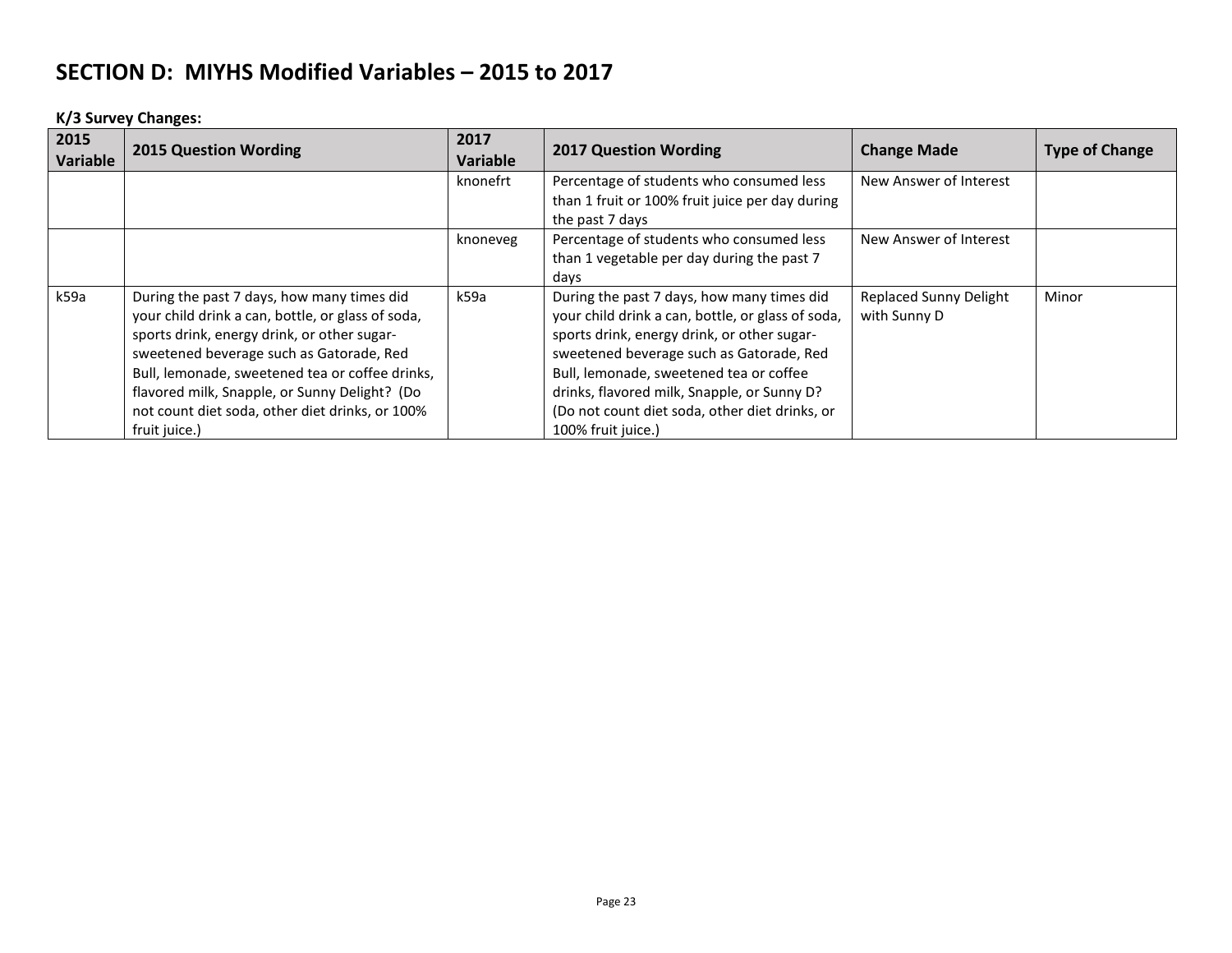## SECTION D: MIYHS Modified Variables – 2015 to 2017

**K/3 Survey Changes:**

| 2015 Variable | 2015 Question Wording | 2017 Variable | 2017 Question Wording | Change Made | Type of Change |
|---|---|---|---|---|---|
| | | knonefrt | Percentage of students who consumed less than 1 fruit or 100% fruit juice per day during the past 7 days | New Answer of Interest | |
| | | knoneveg | Percentage of students who consumed less than 1 vegetable per day during the past 7 days | New Answer of Interest | |
| k59a | During the past 7 days, how many times did your child drink a can, bottle, or glass of soda, sports drink, energy drink, or other sugar-sweetened beverage such as Gatorade, Red Bull, lemonade, sweetened tea or coffee drinks, flavored milk, Snapple, or Sunny Delight? (Do not count diet soda, other diet drinks, or 100% fruit juice.) | k59a | During the past 7 days, how many times did your child drink a can, bottle, or glass of soda, sports drink, energy drink, or other sugar-sweetened beverage such as Gatorade, Red Bull, lemonade, sweetened tea or coffee drinks, flavored milk, Snapple, or Sunny D? (Do not count diet soda, other diet drinks, or 100% fruit juice.) | Replaced Sunny Delight with Sunny D | Minor |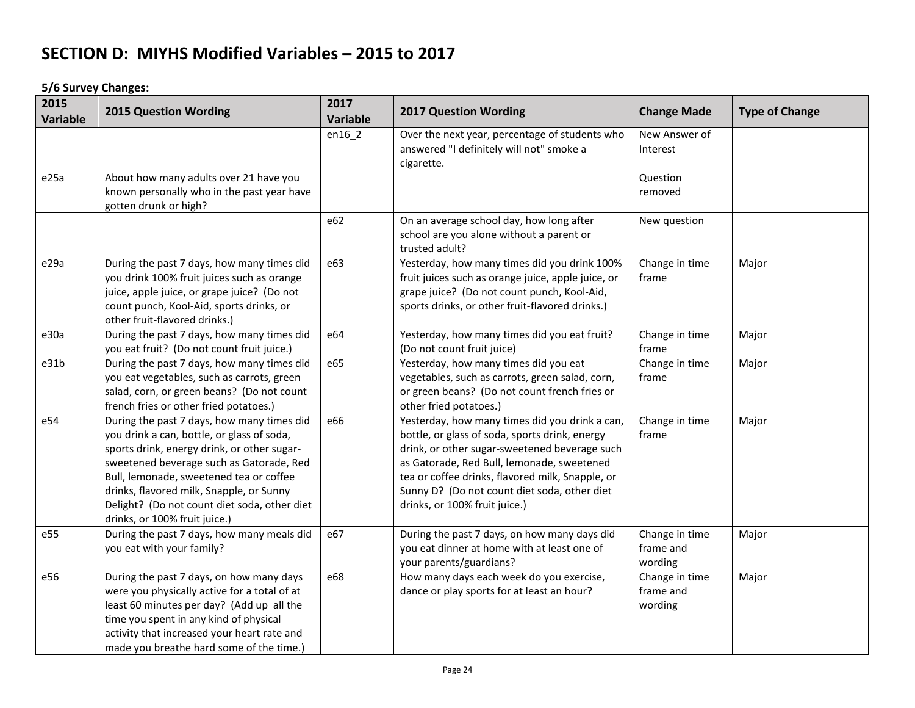## SECTION D: MIYHS Modified Variables – 2015 to 2017

**5/6 Survey Changes:**

| 2015 Variable | 2015 Question Wording | 2017 Variable | 2017 Question Wording | Change Made | Type of Change |
|---|---|---|---|---|---|
| | | en16_2 | Over the next year, percentage of students who answered "I definitely will not" smoke a cigarette. | New Answer of Interest | |
| e25a | About how many adults over 21 have you known personally who in the past year have gotten drunk or high? | | | Question removed | |
| | | e62 | On an average school day, how long after school are you alone without a parent or trusted adult? | New question | |
| e29a | During the past 7 days, how many times did you drink 100% fruit juices such as orange juice, apple juice, or grape juice? (Do not count punch, Kool-Aid, sports drinks, or other fruit-flavored drinks.) | e63 | Yesterday, how many times did you drink 100% fruit juices such as orange juice, apple juice, or grape juice? (Do not count punch, Kool-Aid, sports drinks, or other fruit-flavored drinks.) | Change in time frame | Major |
| e30a | During the past 7 days, how many times did you eat fruit? (Do not count fruit juice.) | e64 | Yesterday, how many times did you eat fruit? (Do not count fruit juice) | Change in time frame | Major |
| e31b | During the past 7 days, how many times did you eat vegetables, such as carrots, green salad, corn, or green beans? (Do not count french fries or other fried potatoes.) | e65 | Yesterday, how many times did you eat vegetables, such as carrots, green salad, corn, or green beans? (Do not count french fries or other fried potatoes.) | Change in time frame | Major |
| e54 | During the past 7 days, how many times did you drink a can, bottle, or glass of soda, sports drink, energy drink, or other sugar-sweetened beverage such as Gatorade, Red Bull, lemonade, sweetened tea or coffee drinks, flavored milk, Snapple, or Sunny Delight? (Do not count diet soda, other diet drinks, or 100% fruit juice.) | e66 | Yesterday, how many times did you drink a can, bottle, or glass of soda, sports drink, energy drink, or other sugar-sweetened beverage such as Gatorade, Red Bull, lemonade, sweetened tea or coffee drinks, flavored milk, Snapple, or Sunny D? (Do not count diet soda, other diet drinks, or 100% fruit juice.) | Change in time frame | Major |
| e55 | During the past 7 days, how many meals did you eat with your family? | e67 | During the past 7 days, on how many days did you eat dinner at home with at least one of your parents/guardians? | Change in time frame and wording | Major |
| e56 | During the past 7 days, on how many days were you physically active for a total of at least 60 minutes per day? (Add up all the time you spent in any kind of physical activity that increased your heart rate and made you breathe hard some of the time.) | e68 | How many days each week do you exercise, dance or play sports for at least an hour? | Change in time frame and wording | Major |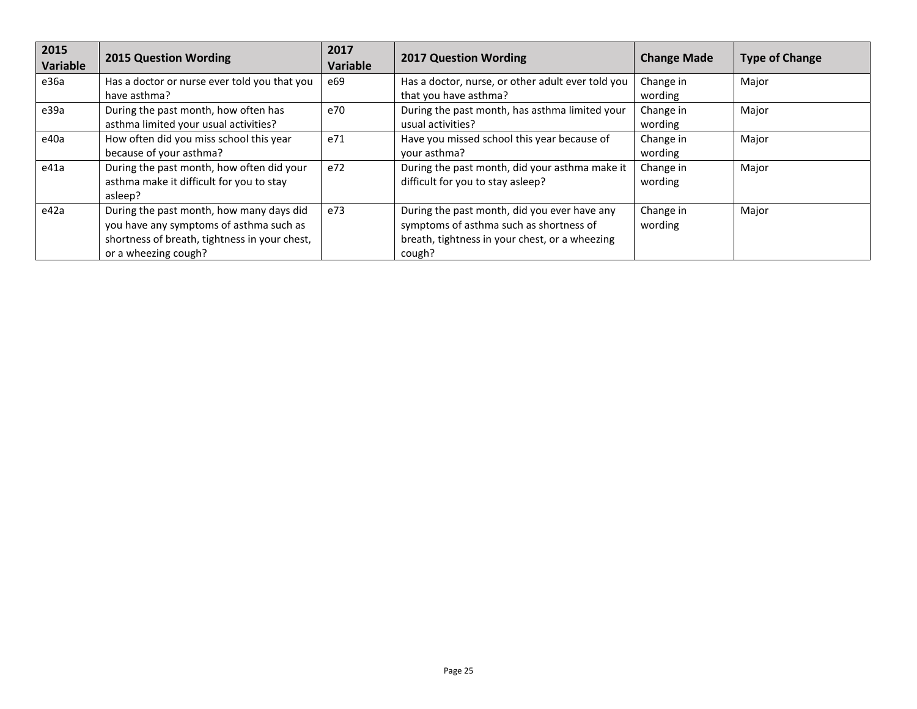| 2015 Variable | 2015 Question Wording | 2017 Variable | 2017 Question Wording | Change Made | Type of Change |
|---|---|---|---|---|---|
| e36a | Has a doctor or nurse ever told you that you have asthma? | e69 | Has a doctor, nurse, or other adult ever told you that you have asthma? | Change in wording | Major |
| e39a | During the past month, how often has asthma limited your usual activities? | e70 | During the past month, has asthma limited your usual activities? | Change in wording | Major |
| e40a | How often did you miss school this year because of your asthma? | e71 | Have you missed school this year because of your asthma? | Change in wording | Major |
| e41a | During the past month, how often did your asthma make it difficult for you to stay asleep? | e72 | During the past month, did your asthma make it difficult for you to stay asleep? | Change in wording | Major |
| e42a | During the past month, how many days did you have any symptoms of asthma such as shortness of breath, tightness in your chest, or a wheezing cough? | e73 | During the past month, did you ever have any symptoms of asthma such as shortness of breath, tightness in your chest, or a wheezing cough? | Change in wording | Major |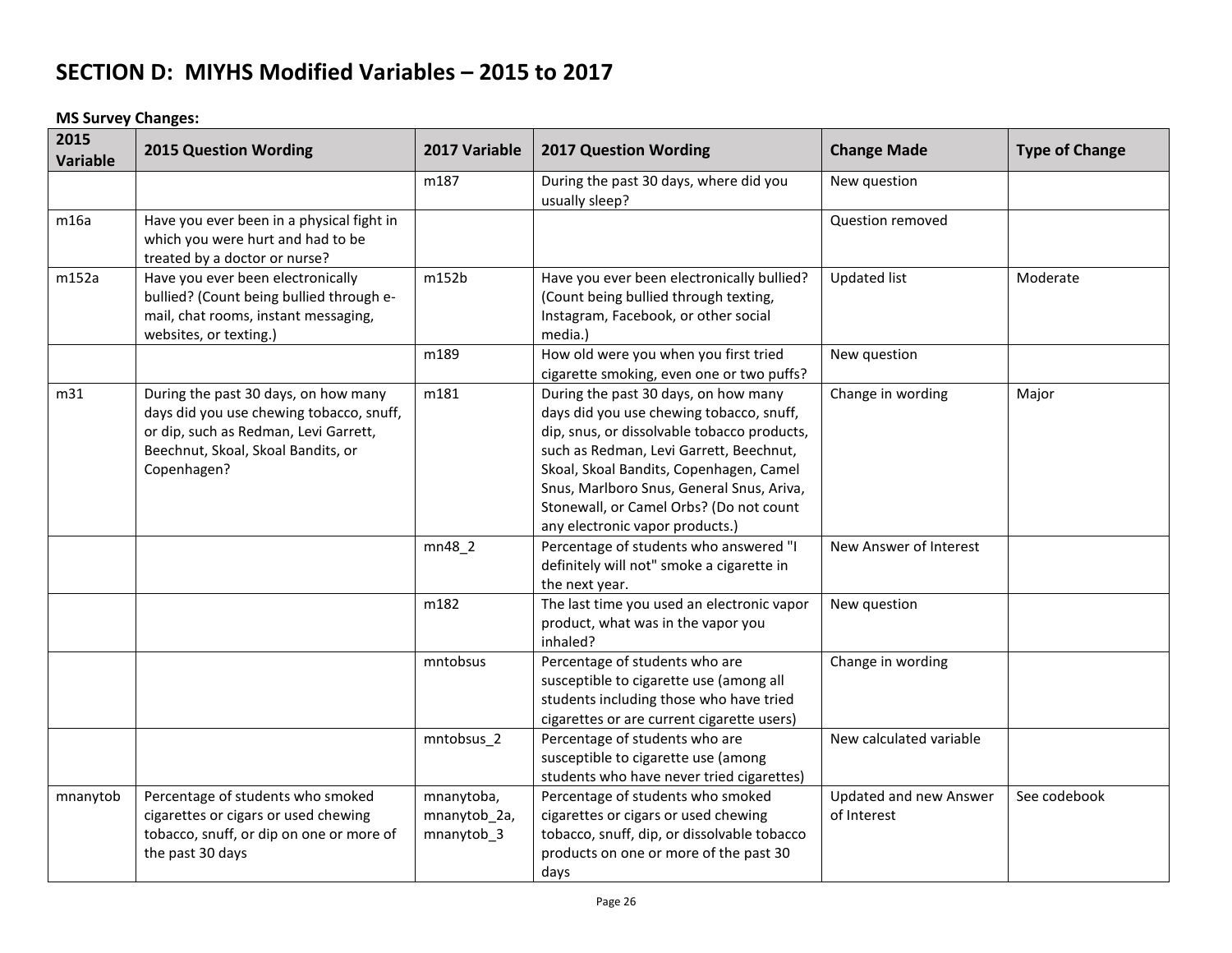# SECTION D: MIYHS Modified Variables – 2015 to 2017

**MS Survey Changes:**

| 2015 Variable | 2015 Question Wording | 2017 Variable | 2017 Question Wording | Change Made | Type of Change |
|---|---|---|---|---|---|
| | | m187 | During the past 30 days, where did you usually sleep? | New question | |
| m16a | Have you ever been in a physical fight in which you were hurt and had to be treated by a doctor or nurse? | | | Question removed | |
| m152a | Have you ever been electronically bullied? (Count being bullied through e-mail, chat rooms, instant messaging, websites, or texting.) | m152b | Have you ever been electronically bullied? (Count being bullied through texting, Instagram, Facebook, or other social media.) | Updated list | Moderate |
| | | m189 | How old were you when you first tried cigarette smoking, even one or two puffs? | New question | |
| m31 | During the past 30 days, on how many days did you use chewing tobacco, snuff, or dip, such as Redman, Levi Garrett, Beechnut, Skoal, Skoal Bandits, or Copenhagen? | m181 | During the past 30 days, on how many days did you use chewing tobacco, snuff, dip, snus, or dissolvable tobacco products, such as Redman, Levi Garrett, Beechnut, Skoal, Skoal Bandits, Copenhagen, Camel Snus, Marlboro Snus, General Snus, Ariva, Stonewall, or Camel Orbs? (Do not count any electronic vapor products.) | Change in wording | Major |
| | | mn48_2 | Percentage of students who answered "I definitely will not" smoke a cigarette in the next year. | New Answer of Interest | |
| | | m182 | The last time you used an electronic vapor product, what was in the vapor you inhaled? | New question | |
| | | mntobsus | Percentage of students who are susceptible to cigarette use (among all students including those who have tried cigarettes or are current cigarette users) | Change in wording | |
| | | mntobsus_2 | Percentage of students who are susceptible to cigarette use (among students who have never tried cigarettes) | New calculated variable | |
| mnanytob | Percentage of students who smoked cigarettes or cigars or used chewing tobacco, snuff, or dip on one or more of the past 30 days | mnanytoba, mnanytob_2a, mnanytob_3 | Percentage of students who smoked cigarettes or cigars or used chewing tobacco, snuff, dip, or dissolvable tobacco products on one or more of the past 30 days | Updated and new Answer of Interest | See codebook |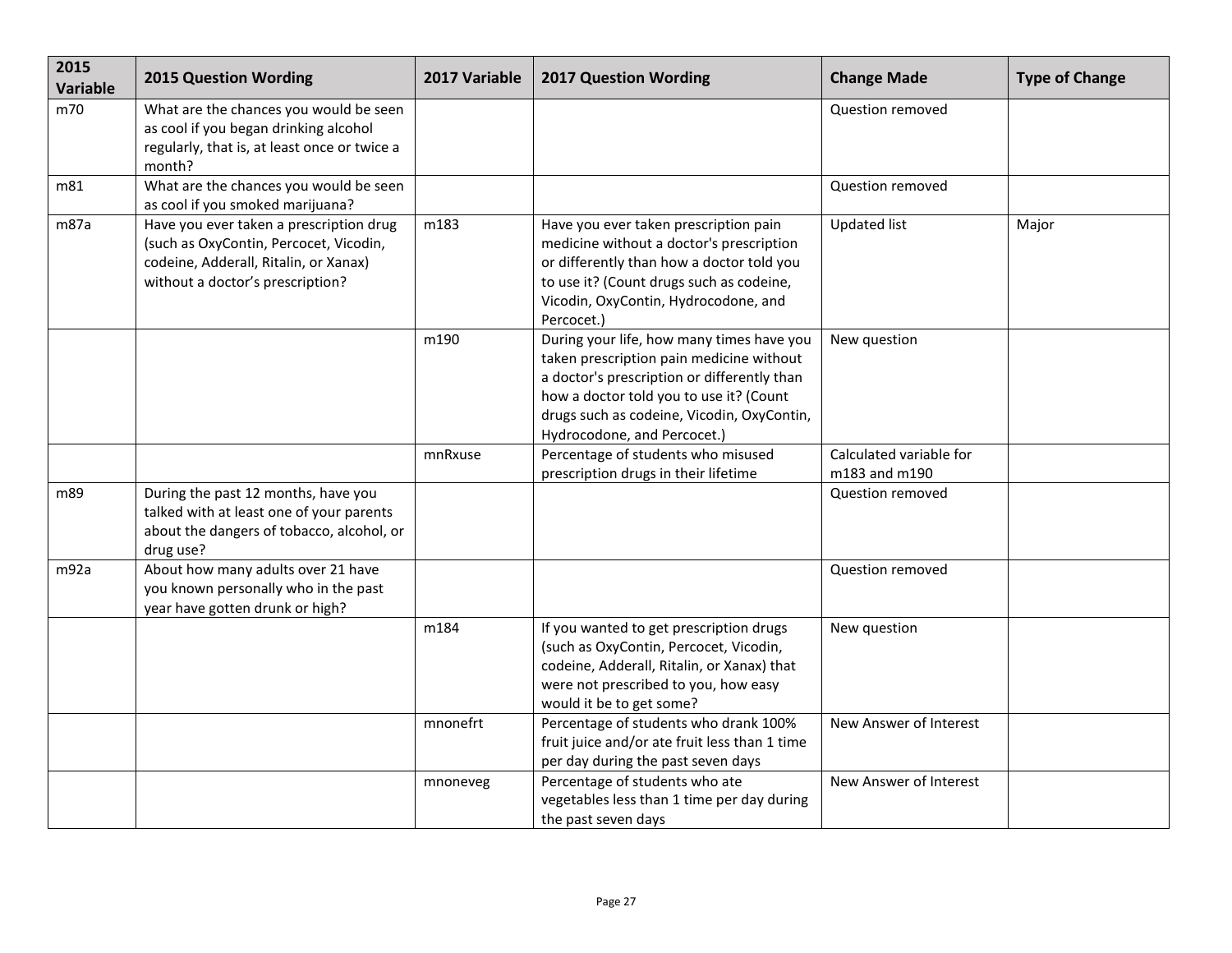| 2015 Variable | 2015 Question Wording | 2017 Variable | 2017 Question Wording | Change Made | Type of Change |
|---|---|---|---|---|---|
| m70 | What are the chances you would be seen as cool if you began drinking alcohol regularly, that is, at least once or twice a month? | | | Question removed | |
| m81 | What are the chances you would be seen as cool if you smoked marijuana? | | | Question removed | |
| m87a | Have you ever taken a prescription drug (such as OxyContin, Percocet, Vicodin, codeine, Adderall, Ritalin, or Xanax) without a doctor's prescription? | m183 | Have you ever taken prescription pain medicine without a doctor's prescription or differently than how a doctor told you to use it? (Count drugs such as codeine, Vicodin, OxyContin, Hydrocodone, and Percocet.) | Updated list | Major |
| | | m190 | During your life, how many times have you taken prescription pain medicine without a doctor's prescription or differently than how a doctor told you to use it? (Count drugs such as codeine, Vicodin, OxyContin, Hydrocodone, and Percocet.) | New question | |
| | | mnRxuse | Percentage of students who misused prescription drugs in their lifetime | Calculated variable for m183 and m190 | |
| m89 | During the past 12 months, have you talked with at least one of your parents about the dangers of tobacco, alcohol, or drug use? | | | Question removed | |
| m92a | About how many adults over 21 have you known personally who in the past year have gotten drunk or high? | | | Question removed | |
| | | m184 | If you wanted to get prescription drugs (such as OxyContin, Percocet, Vicodin, codeine, Adderall, Ritalin, or Xanax) that were not prescribed to you, how easy would it be to get some? | New question | |
| | | mnonefrt | Percentage of students who drank 100% fruit juice and/or ate fruit less than 1 time per day during the past seven days | New Answer of Interest | |
| | | mnoneveg | Percentage of students who ate vegetables less than 1 time per day during the past seven days | New Answer of Interest | |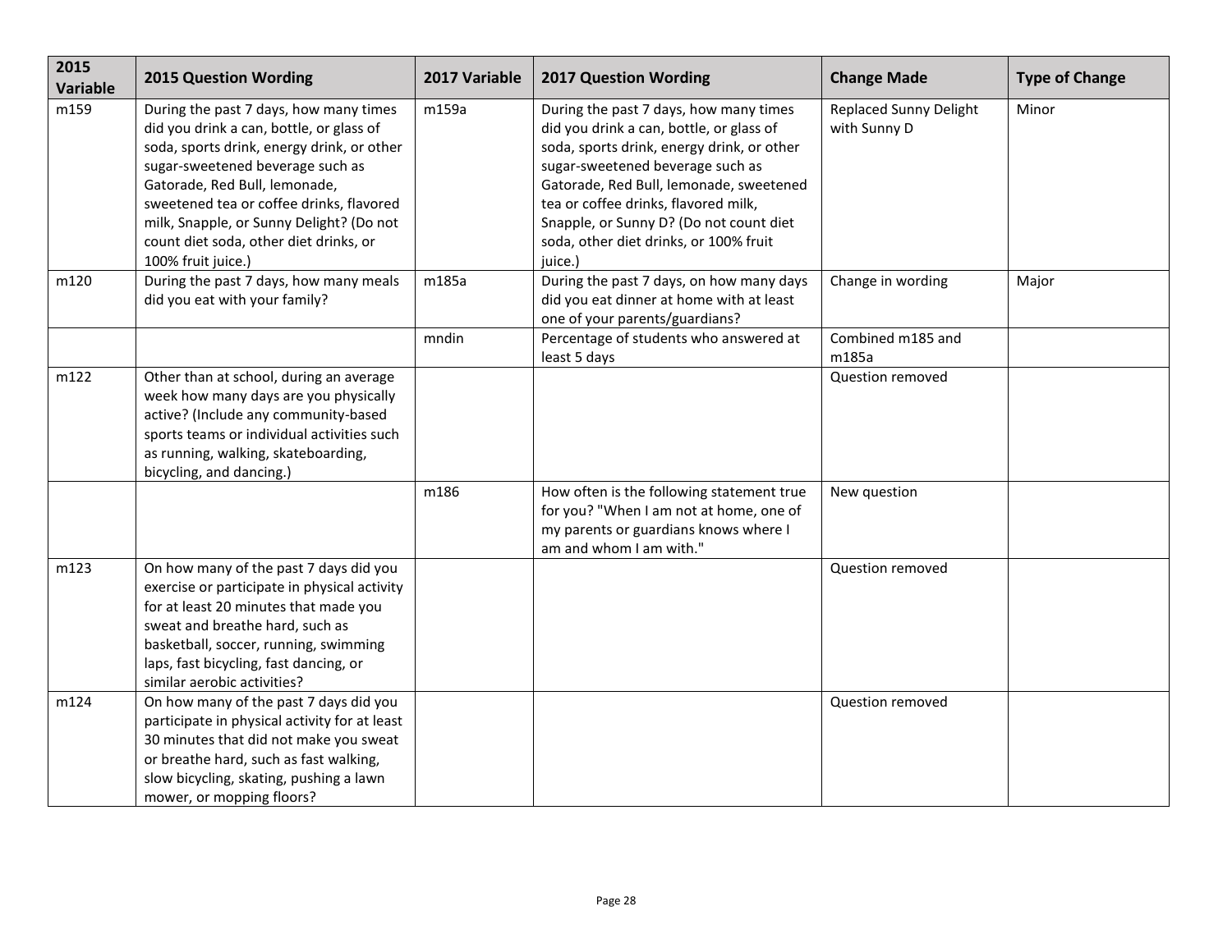| 2015 Variable | 2015 Question Wording | 2017 Variable | 2017 Question Wording | Change Made | Type of Change |
|---|---|---|---|---|---|
| m159 | During the past 7 days, how many times did you drink a can, bottle, or glass of soda, sports drink, energy drink, or other sugar-sweetened beverage such as Gatorade, Red Bull, lemonade, sweetened tea or coffee drinks, flavored milk, Snapple, or Sunny Delight? (Do not count diet soda, other diet drinks, or 100% fruit juice.) | m159a | During the past 7 days, how many times did you drink a can, bottle, or glass of soda, sports drink, energy drink, or other sugar-sweetened beverage such as Gatorade, Red Bull, lemonade, sweetened tea or coffee drinks, flavored milk, Snapple, or Sunny D? (Do not count diet soda, other diet drinks, or 100% fruit juice.) | Replaced Sunny Delight with Sunny D | Minor |
| m120 | During the past 7 days, how many meals did you eat with your family? | m185a | During the past 7 days, on how many days did you eat dinner at home with at least one of your parents/guardians? | Change in wording | Major |
| | | mndin | Percentage of students who answered at least 5 days | Combined m185 and m185a | |
| m122 | Other than at school, during an average week how many days are you physically active? (Include any community-based sports teams or individual activities such as running, walking, skateboarding, bicycling, and dancing.) | | | Question removed | |
| | | m186 | How often is the following statement true for you? "When I am not at home, one of my parents or guardians knows where I am and whom I am with." | New question | |
| m123 | On how many of the past 7 days did you exercise or participate in physical activity for at least 20 minutes that made you sweat and breathe hard, such as basketball, soccer, running, swimming laps, fast bicycling, fast dancing, or similar aerobic activities? | | | Question removed | |
| m124 | On how many of the past 7 days did you participate in physical activity for at least 30 minutes that did not make you sweat or breathe hard, such as fast walking, slow bicycling, skating, pushing a lawn mower, or mopping floors? | | | Question removed | |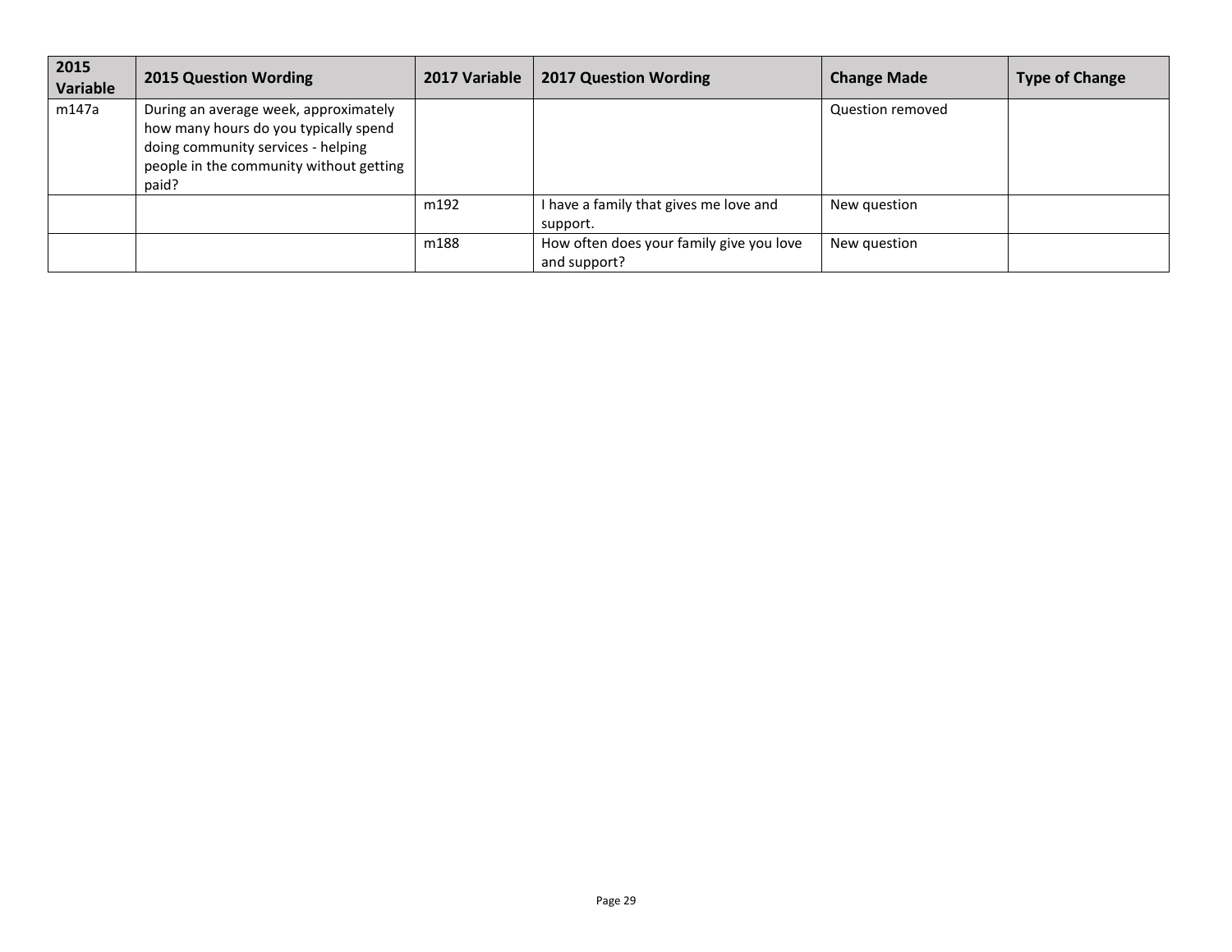| 2015 Variable | 2015 Question Wording | 2017 Variable | 2017 Question Wording | Change Made | Type of Change |
|---|---|---|---|---|---|
| m147a | During an average week, approximately how many hours do you typically spend doing community services - helping people in the community without getting paid? | | | Question removed | |
| | | m192 | I have a family that gives me love and support. | New question | |
| | | m188 | How often does your family give you love and support? | New question | |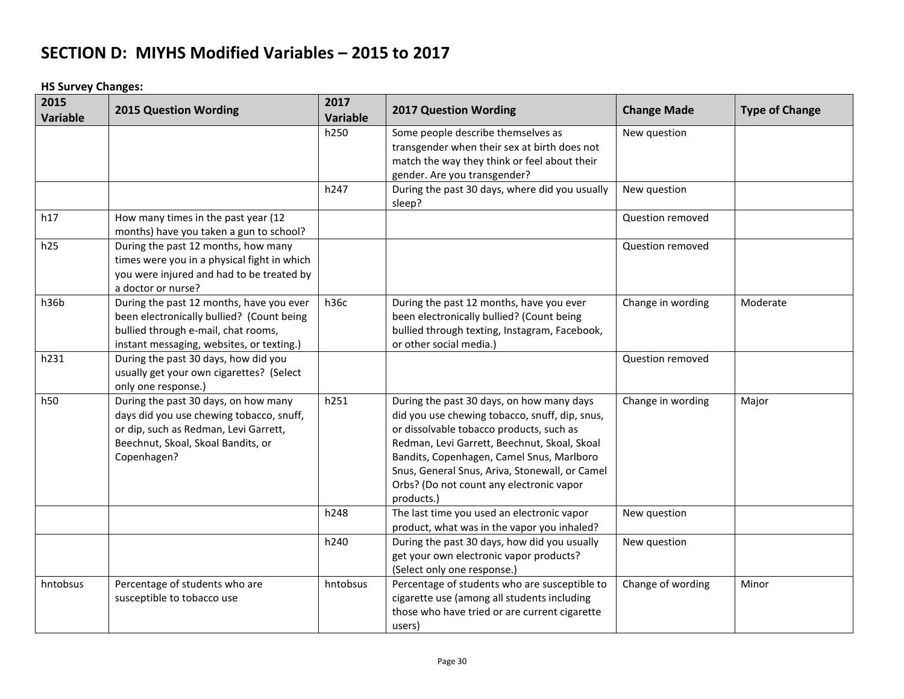# SECTION D: MIYHS Modified Variables – 2015 to 2017

**HS Survey Changes:**

| 2015 Variable | 2015 Question Wording | 2017 Variable | 2017 Question Wording | Change Made | Type of Change |
|---|---|---|---|---|---|
| | | h250 | Some people describe themselves as transgender when their sex at birth does not match the way they think or feel about their gender. Are you transgender? | New question | |
| | | h247 | During the past 30 days, where did you usually sleep? | New question | |
| h17 | How many times in the past year (12 months) have you taken a gun to school? | | | Question removed | |
| h25 | During the past 12 months, how many times were you in a physical fight in which you were injured and had to be treated by a doctor or nurse? | | | Question removed | |
| h36b | During the past 12 months, have you ever been electronically bullied? (Count being bullied through e-mail, chat rooms, instant messaging, websites, or texting.) | h36c | During the past 12 months, have you ever been electronically bullied? (Count being bullied through texting, Instagram, Facebook, or other social media.) | Change in wording | Moderate |
| h231 | During the past 30 days, how did you usually get your own cigarettes? (Select only one response.) | | | Question removed | |
| h50 | During the past 30 days, on how many days did you use chewing tobacco, snuff, or dip, such as Redman, Levi Garrett, Beechnut, Skoal, Skoal Bandits, or Copenhagen? | h251 | During the past 30 days, on how many days did you use chewing tobacco, snuff, dip, snus, or dissolvable tobacco products, such as Redman, Levi Garrett, Beechnut, Skoal, Skoal Bandits, Copenhagen, Camel Snus, Marlboro Snus, General Snus, Ariva, Stonewall, or Camel Orbs? (Do not count any electronic vapor products.) | Change in wording | Major |
| | | h248 | The last time you used an electronic vapor product, what was in the vapor you inhaled? | New question | |
| | | h240 | During the past 30 days, how did you usually get your own electronic vapor products? (Select only one response.) | New question | |
| hntobsus | Percentage of students who are susceptible to tobacco use | hntobsus | Percentage of students who are susceptible to cigarette use (among all students including those who have tried or are current cigarette users) | Change of wording | Minor |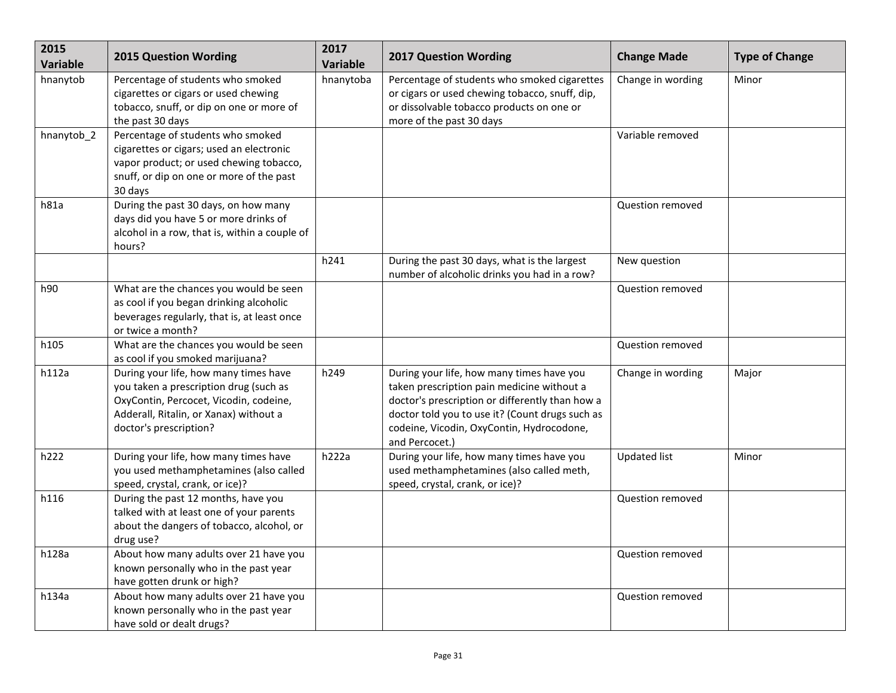| 2015 Variable | 2015 Question Wording | 2017 Variable | 2017 Question Wording | Change Made | Type of Change |
| --- | --- | --- | --- | --- | --- |
| hnanytob | Percentage of students who smoked cigarettes or cigars or used chewing tobacco, snuff, or dip on one or more of the past 30 days | hnanytoba | Percentage of students who smoked cigarettes or cigars or used chewing tobacco, snuff, dip, or dissolvable tobacco products on one or more of the past 30 days | Change in wording | Minor |
| hnanytob_2 | Percentage of students who smoked cigarettes or cigars; used an electronic vapor product; or used chewing tobacco, snuff, or dip on one or more of the past 30 days | | | Variable removed | |
| h81a | During the past 30 days, on how many days did you have 5 or more drinks of alcohol in a row, that is, within a couple of hours? | | | Question removed | |
| | | h241 | During the past 30 days, what is the largest number of alcoholic drinks you had in a row? | New question | |
| h90 | What are the chances you would be seen as cool if you began drinking alcoholic beverages regularly, that is, at least once or twice a month? | | | Question removed | |
| h105 | What are the chances you would be seen as cool if you smoked marijuana? | | | Question removed | |
| h112a | During your life, how many times have you taken a prescription drug (such as OxyContin, Percocet, Vicodin, codeine, Adderall, Ritalin, or Xanax) without a doctor's prescription? | h249 | During your life, how many times have you taken prescription pain medicine without a doctor's prescription or differently than how a doctor told you to use it? (Count drugs such as codeine, Vicodin, OxyContin, Hydrocodone, and Percocet.) | Change in wording | Major |
| h222 | During your life, how many times have you used methamphetamines (also called speed, crystal, crank, or ice)? | h222a | During your life, how many times have you used methamphetamines (also called meth, speed, crystal, crank, or ice)? | Updated list | Minor |
| h116 | During the past 12 months, have you talked with at least one of your parents about the dangers of tobacco, alcohol, or drug use? | | | Question removed | |
| h128a | About how many adults over 21 have you known personally who in the past year have gotten drunk or high? | | | Question removed | |
| h134a | About how many adults over 21 have you known personally who in the past year have sold or dealt drugs? | | | Question removed | |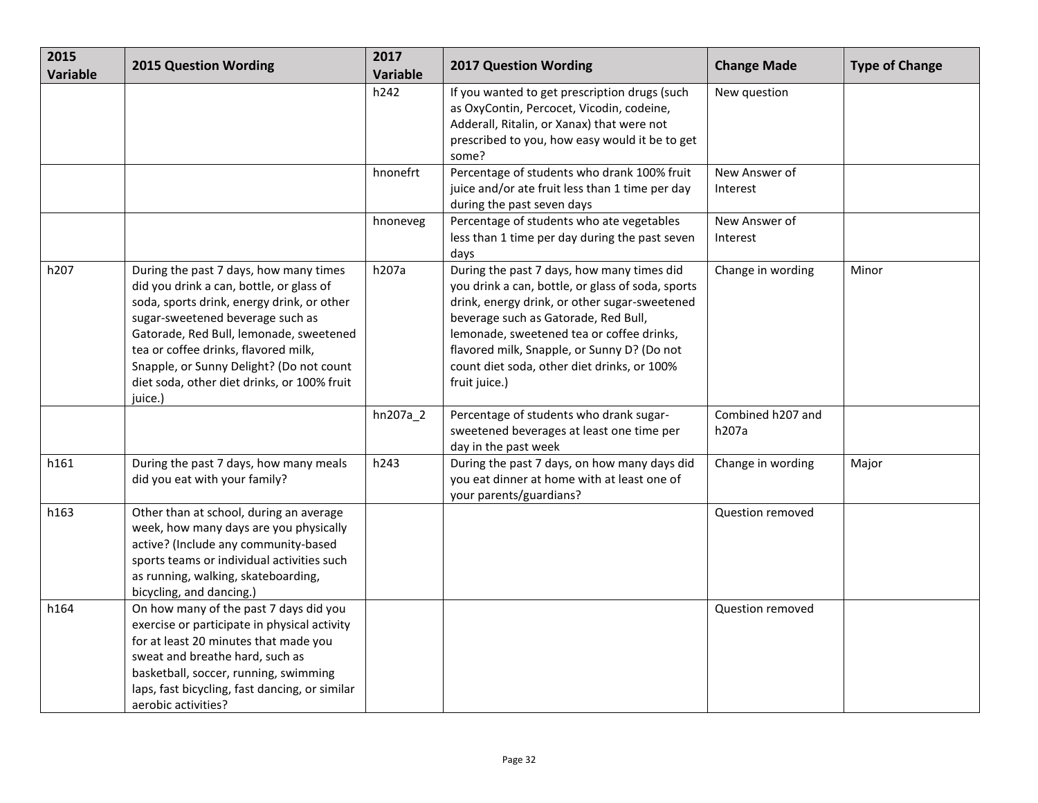| 2015 Variable | 2015 Question Wording | 2017 Variable | 2017 Question Wording | Change Made | Type of Change |
|---|---|---|---|---|---|
| | | h242 | If you wanted to get prescription drugs (such as OxyContin, Percocet, Vicodin, codeine, Adderall, Ritalin, or Xanax) that were not prescribed to you, how easy would it be to get some? | New question | |
| | | hnonefrt | Percentage of students who drank 100% fruit juice and/or ate fruit less than 1 time per day during the past seven days | New Answer of Interest | |
| | | hnoneveg | Percentage of students who ate vegetables less than 1 time per day during the past seven days | New Answer of Interest | |
| h207 | During the past 7 days, how many times did you drink a can, bottle, or glass of soda, sports drink, energy drink, or other sugar-sweetened beverage such as Gatorade, Red Bull, lemonade, sweetened tea or coffee drinks, flavored milk, Snapple, or Sunny Delight? (Do not count diet soda, other diet drinks, or 100% fruit juice.) | h207a | During the past 7 days, how many times did you drink a can, bottle, or glass of soda, sports drink, energy drink, or other sugar-sweetened beverage such as Gatorade, Red Bull, lemonade, sweetened tea or coffee drinks, flavored milk, Snapple, or Sunny D? (Do not count diet soda, other diet drinks, or 100% fruit juice.) | Change in wording | Minor |
| | | hn207a_2 | Percentage of students who drank sugar-sweetened beverages at least one time per day in the past week | Combined h207 and h207a | |
| h161 | During the past 7 days, how many meals did you eat with your family? | h243 | During the past 7 days, on how many days did you eat dinner at home with at least one of your parents/guardians? | Change in wording | Major |
| h163 | Other than at school, during an average week, how many days are you physically active? (Include any community-based sports teams or individual activities such as running, walking, skateboarding, bicycling, and dancing.) | | | Question removed | |
| h164 | On how many of the past 7 days did you exercise or participate in physical activity for at least 20 minutes that made you sweat and breathe hard, such as basketball, soccer, running, swimming laps, fast bicycling, fast dancing, or similar aerobic activities? | | | Question removed | |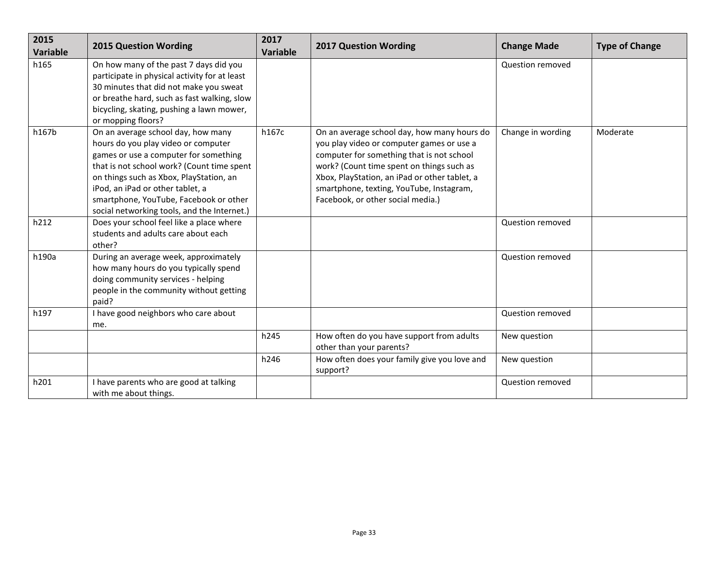| 2015 Variable | 2015 Question Wording | 2017 Variable | 2017 Question Wording | Change Made | Type of Change |
|---|---|---|---|---|---|
| h165 | On how many of the past 7 days did you participate in physical activity for at least 30 minutes that did not make you sweat or breathe hard, such as fast walking, slow bicycling, skating, pushing a lawn mower, or mopping floors? | | | Question removed | |
| h167b | On an average school day, how many hours do you play video or computer games or use a computer for something that is not school work? (Count time spent on things such as Xbox, PlayStation, an iPod, an iPad or other tablet, a smartphone, YouTube, Facebook or other social networking tools, and the Internet.) | h167c | On an average school day, how many hours do you play video or computer games or use a computer for something that is not school work? (Count time spent on things such as Xbox, PlayStation, an iPad or other tablet, a smartphone, texting, YouTube, Instagram, Facebook, or other social media.) | Change in wording | Moderate |
| h212 | Does your school feel like a place where students and adults care about each other? | | | Question removed | |
| h190a | During an average week, approximately how many hours do you typically spend doing community services - helping people in the community without getting paid? | | | Question removed | |
| h197 | I have good neighbors who care about me. | | | Question removed | |
| | | h245 | How often do you have support from adults other than your parents? | New question | |
| | | h246 | How often does your family give you love and support? | New question | |
| h201 | I have parents who are good at talking with me about things. | | | Question removed | |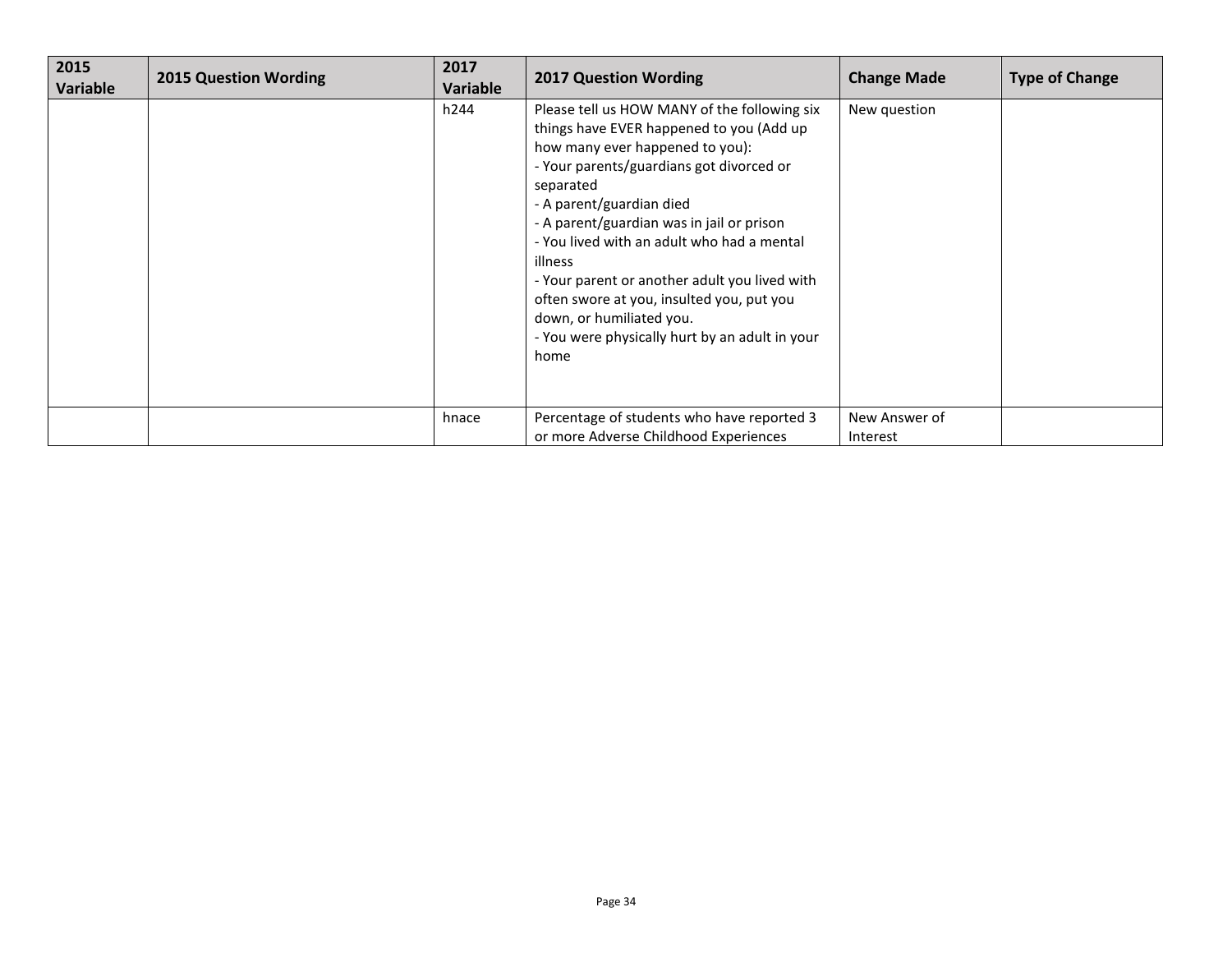| 2015 Variable | 2015 Question Wording | 2017 Variable | 2017 Question Wording | Change Made | Type of Change |
|---|---|---|---|---|---|
| | | h244 | Please tell us HOW MANY of the following six things have EVER happened to you (Add up how many ever happened to you):<br>- Your parents/guardians got divorced or separated<br>- A parent/guardian died<br>- A parent/guardian was in jail or prison<br>- You lived with an adult who had a mental illness<br>- Your parent or another adult you lived with often swore at you, insulted you, put you down, or humiliated you.<br>- You were physically hurt by an adult in your home | New question | |
| | | hnace | Percentage of students who have reported 3 or more Adverse Childhood Experiences | New Answer of Interest | |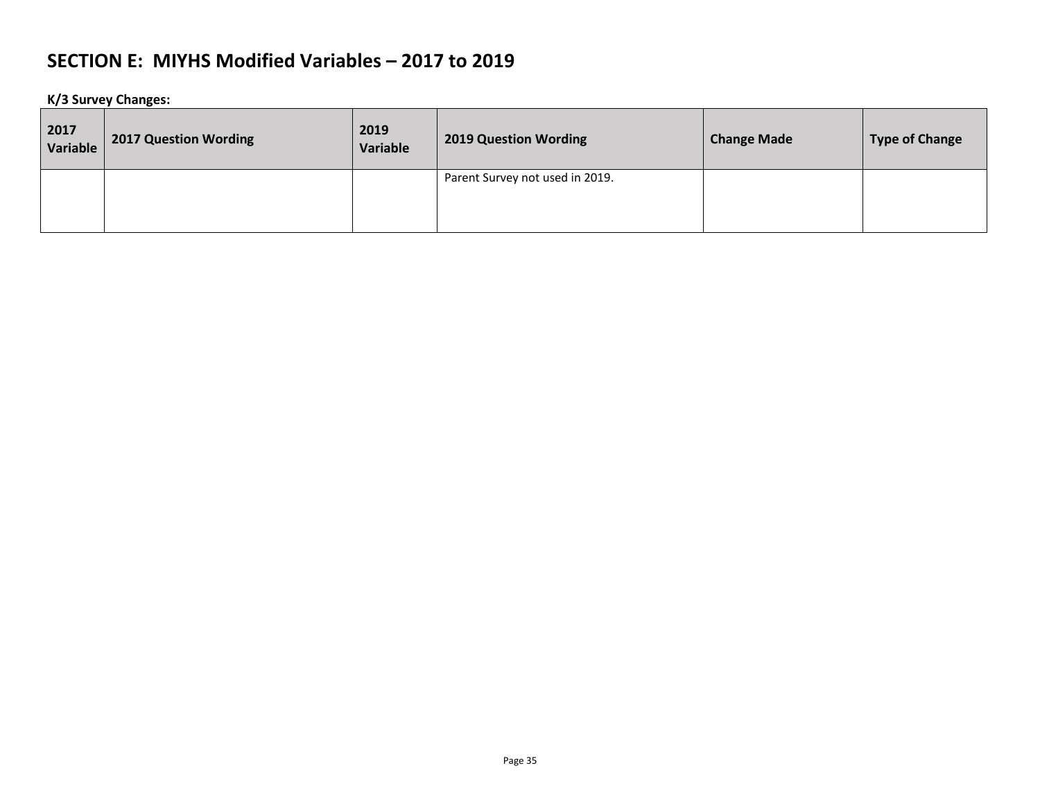## SECTION E: MIYHS Modified Variables – 2017 to 2019

**K/3 Survey Changes:**

| 2017 Variable | 2017 Question Wording | 2019 Variable | 2019 Question Wording | Change Made | Type of Change |
|---|---|---|---|---|---|
| | | | Parent Survey not used in 2019. | | |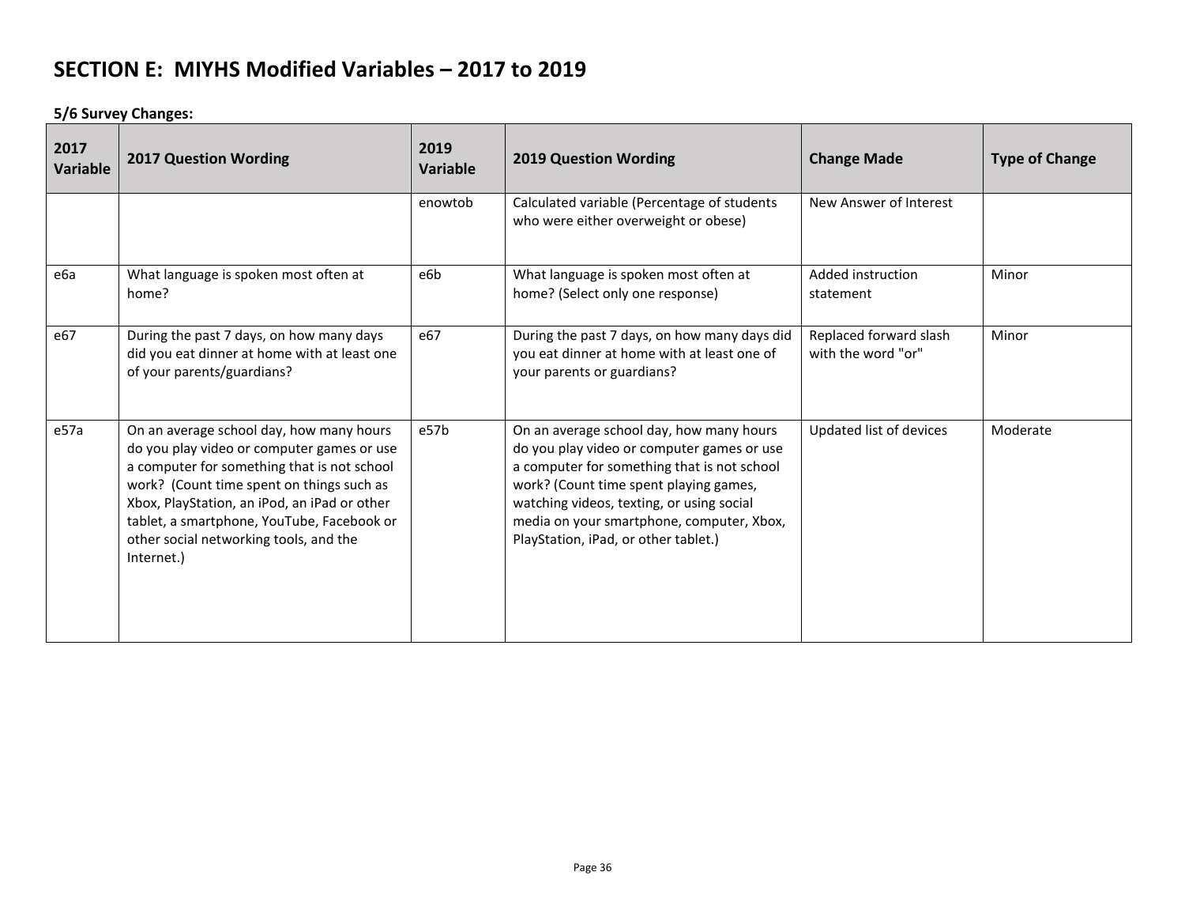# SECTION E: MIYHS Modified Variables – 2017 to 2019

**5/6 Survey Changes:**

| 2017 Variable | 2017 Question Wording | 2019 Variable | 2019 Question Wording | Change Made | Type of Change |
|---|---|---|---|---|---|
| | | enowtob | Calculated variable (Percentage of students who were either overweight or obese) | New Answer of Interest | |
| e6a | What language is spoken most often at home? | e6b | What language is spoken most often at home? (Select only one response) | Added instruction statement | Minor |
| e67 | During the past 7 days, on how many days did you eat dinner at home with at least one of your parents/guardians? | e67 | During the past 7 days, on how many days did you eat dinner at home with at least one of your parents or guardians? | Replaced forward slash with the word "or" | Minor |
| e57a | On an average school day, how many hours do you play video or computer games or use a computer for something that is not school work? (Count time spent on things such as Xbox, PlayStation, an iPod, an iPad or other tablet, a smartphone, YouTube, Facebook or other social networking tools, and the Internet.) | e57b | On an average school day, how many hours do you play video or computer games or use a computer for something that is not school work? (Count time spent playing games, watching videos, texting, or using social media on your smartphone, computer, Xbox, PlayStation, iPad, or other tablet.) | Updated list of devices | Moderate |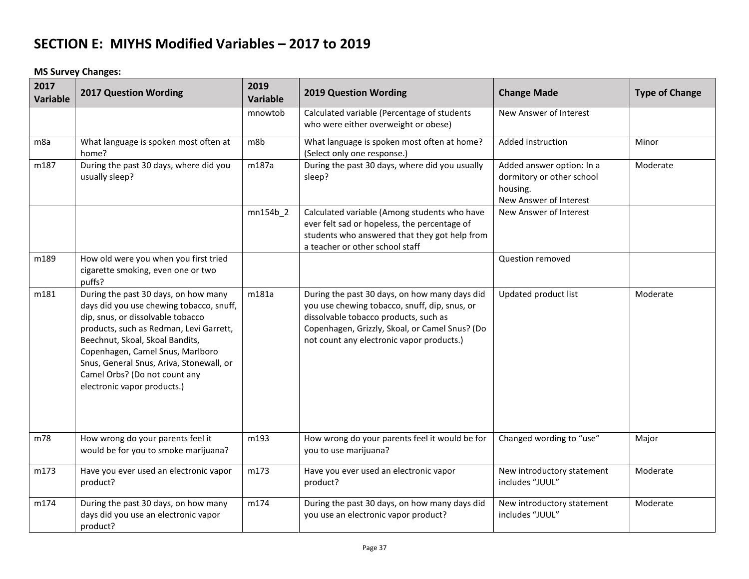# SECTION E: MIYHS Modified Variables – 2017 to 2019

**MS Survey Changes:**

| 2017 Variable | 2017 Question Wording | 2019 Variable | 2019 Question Wording | Change Made | Type of Change |
|---|---|---|---|---|---|
| | | mnowtob | Calculated variable (Percentage of students who were either overweight or obese) | New Answer of Interest | |
| m8a | What language is spoken most often at home? | m8b | What language is spoken most often at home? (Select only one response.) | Added instruction | Minor |
| m187 | During the past 30 days, where did you usually sleep? | m187a | During the past 30 days, where did you usually sleep? | Added answer option: In a dormitory or other school housing. New Answer of Interest | Moderate |
| | | mn154b_2 | Calculated variable (Among students who have ever felt sad or hopeless, the percentage of students who answered that they got help from a teacher or other school staff | New Answer of Interest | |
| m189 | How old were you when you first tried cigarette smoking, even one or two puffs? | | | Question removed | |
| m181 | During the past 30 days, on how many days did you use chewing tobacco, snuff, dip, snus, or dissolvable tobacco products, such as Redman, Levi Garrett, Beechnut, Skoal, Skoal Bandits, Copenhagen, Camel Snus, Marlboro Snus, General Snus, Ariva, Stonewall, or Camel Orbs? (Do not count any electronic vapor products.) | m181a | During the past 30 days, on how many days did you use chewing tobacco, snuff, dip, snus, or dissolvable tobacco products, such as Copenhagen, Grizzly, Skoal, or Camel Snus? (Do not count any electronic vapor products.) | Updated product list | Moderate |
| m78 | How wrong do your parents feel it would be for you to smoke marijuana? | m193 | How wrong do your parents feel it would be for you to use marijuana? | Changed wording to "use" | Major |
| m173 | Have you ever used an electronic vapor product? | m173 | Have you ever used an electronic vapor product? | New introductory statement includes "JUUL" | Moderate |
| m174 | During the past 30 days, on how many days did you use an electronic vapor product? | m174 | During the past 30 days, on how many days did you use an electronic vapor product? | New introductory statement includes "JUUL" | Moderate |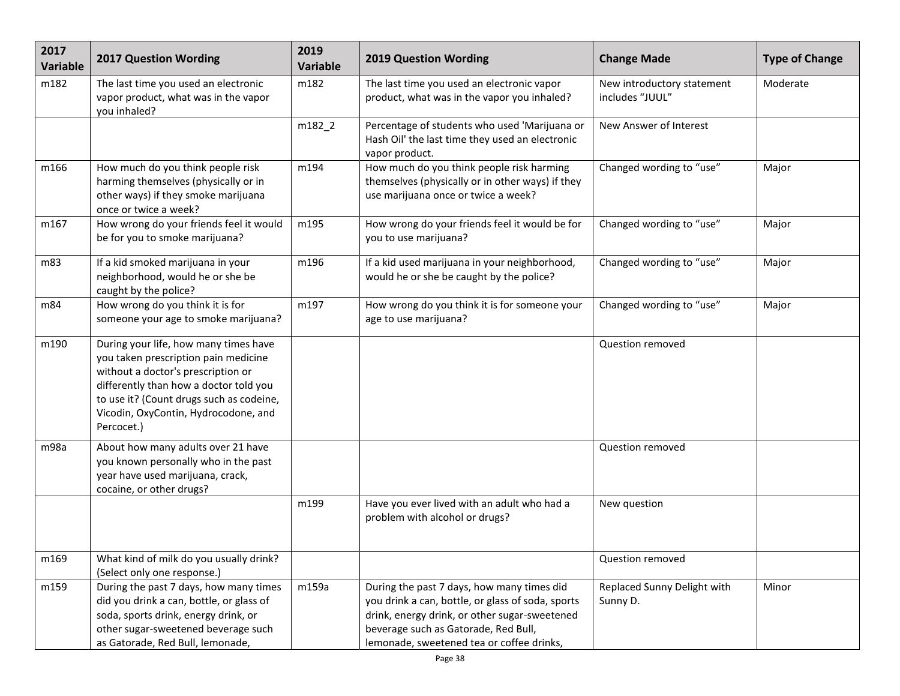| 2017 Variable | 2017 Question Wording | 2019 Variable | 2019 Question Wording | Change Made | Type of Change |
|---|---|---|---|---|---|
| m182 | The last time you used an electronic vapor product, what was in the vapor you inhaled? | m182 | The last time you used an electronic vapor product, what was in the vapor you inhaled? | New introductory statement includes "JUUL" | Moderate |
| | | m182_2 | Percentage of students who used 'Marijuana or Hash Oil' the last time they used an electronic vapor product. | New Answer of Interest | |
| m166 | How much do you think people risk harming themselves (physically or in other ways) if they smoke marijuana once or twice a week? | m194 | How much do you think people risk harming themselves (physically or in other ways) if they use marijuana once or twice a week? | Changed wording to "use" | Major |
| m167 | How wrong do your friends feel it would be for you to smoke marijuana? | m195 | How wrong do your friends feel it would be for you to use marijuana? | Changed wording to "use" | Major |
| m83 | If a kid smoked marijuana in your neighborhood, would he or she be caught by the police? | m196 | If a kid used marijuana in your neighborhood, would he or she be caught by the police? | Changed wording to "use" | Major |
| m84 | How wrong do you think it is for someone your age to smoke marijuana? | m197 | How wrong do you think it is for someone your age to use marijuana? | Changed wording to "use" | Major |
| m190 | During your life, how many times have you taken prescription pain medicine without a doctor's prescription or differently than how a doctor told you to use it? (Count drugs such as codeine, Vicodin, OxyContin, Hydrocodone, and Percocet.) | | | Question removed | |
| m98a | About how many adults over 21 have you known personally who in the past year have used marijuana, crack, cocaine, or other drugs? | | | Question removed | |
| | | m199 | Have you ever lived with an adult who had a problem with alcohol or drugs? | New question | |
| m169 | What kind of milk do you usually drink? (Select only one response.) | | | Question removed | |
| m159 | During the past 7 days, how many times did you drink a can, bottle, or glass of soda, sports drink, energy drink, or other sugar-sweetened beverage such as Gatorade, Red Bull, lemonade, | m159a | During the past 7 days, how many times did you drink a can, bottle, or glass of soda, sports drink, energy drink, or other sugar-sweetened beverage such as Gatorade, Red Bull, lemonade, sweetened tea or coffee drinks, | Replaced Sunny Delight with Sunny D. | Minor |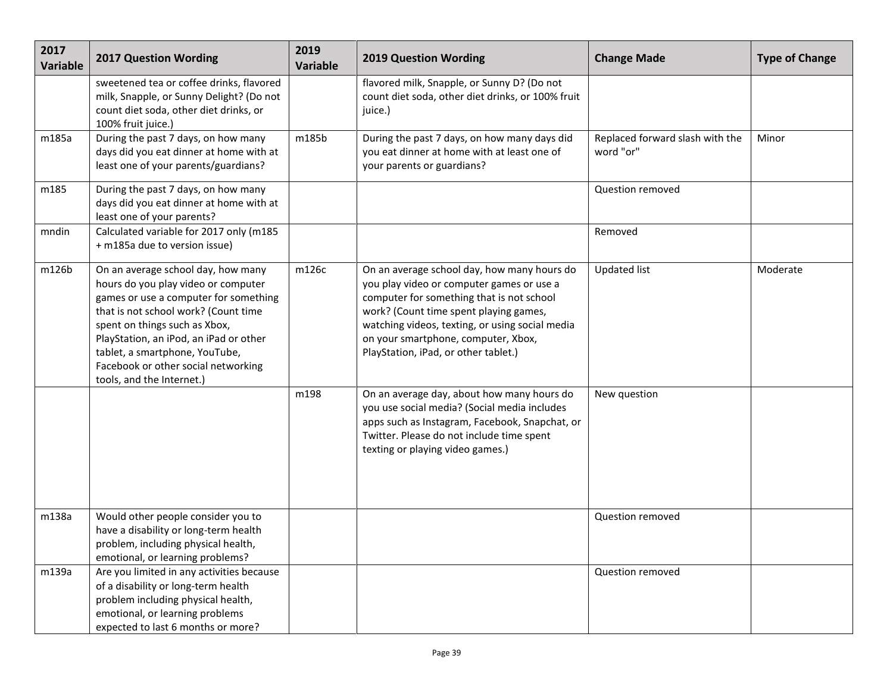| 2017 Variable | 2017 Question Wording | 2019 Variable | 2019 Question Wording | Change Made | Type of Change |
|---|---|---|---|---|---|
| | sweetened tea or coffee drinks, flavored milk, Snapple, or Sunny Delight? (Do not count diet soda, other diet drinks, or 100% fruit juice.) | | flavored milk, Snapple, or Sunny D? (Do not count diet soda, other diet drinks, or 100% fruit juice.) | | |
| m185a | During the past 7 days, on how many days did you eat dinner at home with at least one of your parents/guardians? | m185b | During the past 7 days, on how many days did you eat dinner at home with at least one of your parents or guardians? | Replaced forward slash with the word "or" | Minor |
| m185 | During the past 7 days, on how many days did you eat dinner at home with at least one of your parents? | | | Question removed | |
| mndin | Calculated variable for 2017 only (m185 + m185a due to version issue) | | | Removed | |
| m126b | On an average school day, how many hours do you play video or computer games or use a computer for something that is not school work? (Count time spent on things such as Xbox, PlayStation, an iPod, an iPad or other tablet, a smartphone, YouTube, Facebook or other social networking tools, and the Internet.) | m126c | On an average school day, how many hours do you play video or computer games or use a computer for something that is not school work? (Count time spent playing games, watching videos, texting, or using social media on your smartphone, computer, Xbox, PlayStation, iPad, or other tablet.) | Updated list | Moderate |
| | | m198 | On an average day, about how many hours do you use social media? (Social media includes apps such as Instagram, Facebook, Snapchat, or Twitter. Please do not include time spent texting or playing video games.) | New question | |
| m138a | Would other people consider you to have a disability or long-term health problem, including physical health, emotional, or learning problems? | | | Question removed | |
| m139a | Are you limited in any activities because of a disability or long-term health problem including physical health, emotional, or learning problems expected to last 6 months or more? | | | Question removed | |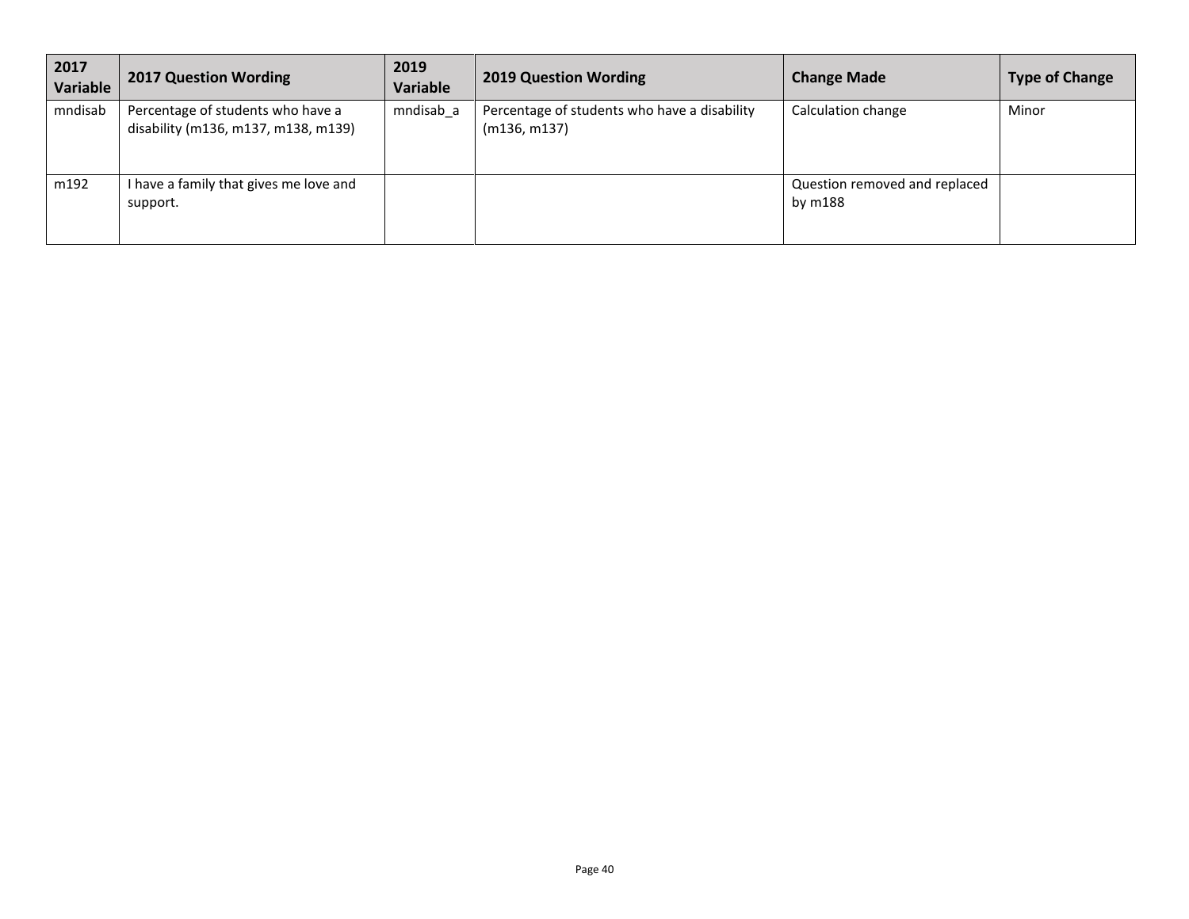| 2017 Variable | 2017 Question Wording | 2019 Variable | 2019 Question Wording | Change Made | Type of Change |
|---|---|---|---|---|---|
| mndisab | Percentage of students who have a disability (m136, m137, m138, m139) | mndisab_a | Percentage of students who have a disability (m136, m137) | Calculation change | Minor |
| m192 | I have a family that gives me love and support. | | | Question removed and replaced by m188 | |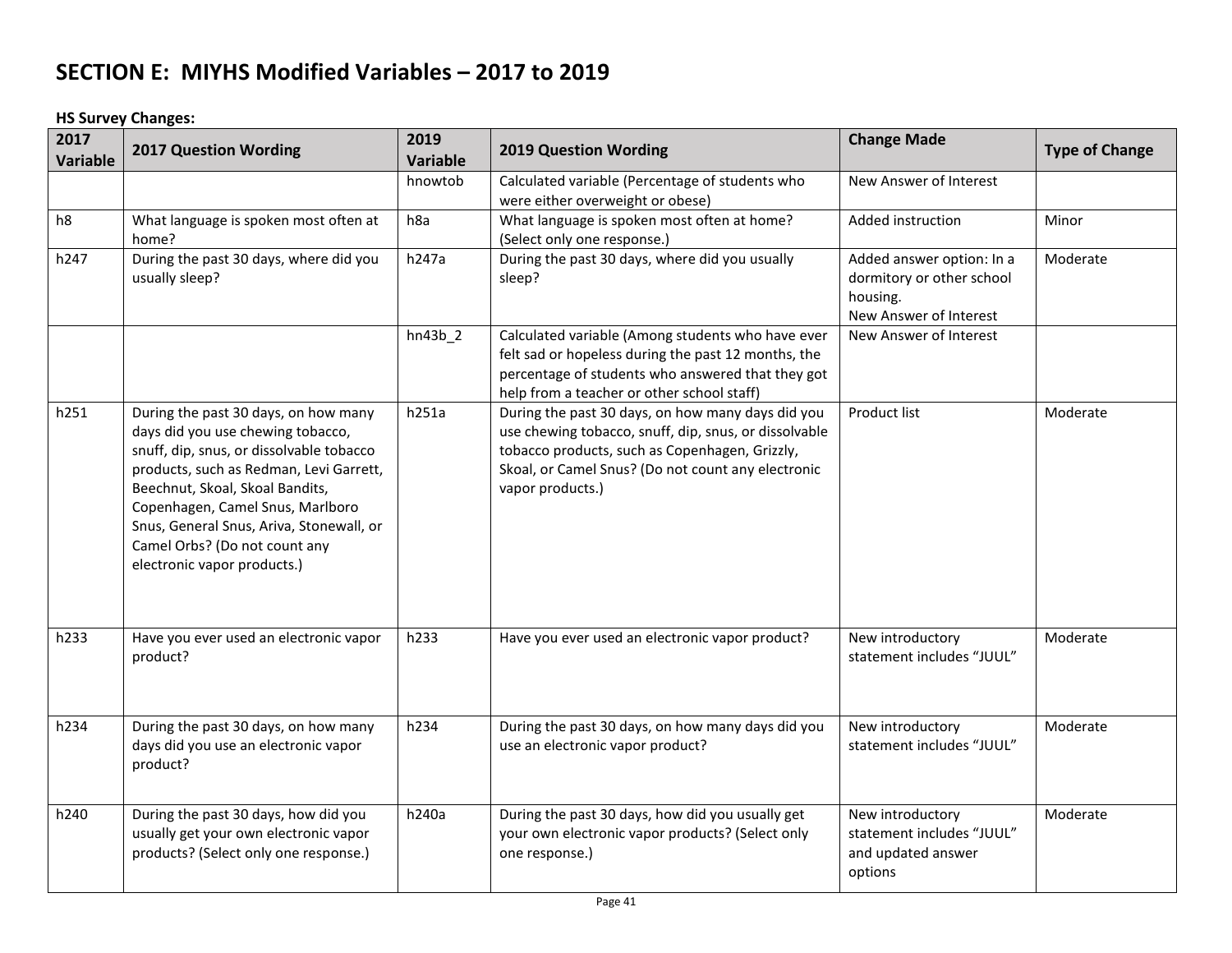# SECTION E: MIYHS Modified Variables – 2017 to 2019

**HS Survey Changes:**

| 2017 Variable | 2017 Question Wording | 2019 Variable | 2019 Question Wording | Change Made | Type of Change |
|---|---|---|---|---|---|
| | | hnowtob | Calculated variable (Percentage of students who were either overweight or obese) | New Answer of Interest | |
| h8 | What language is spoken most often at home? | h8a | What language is spoken most often at home? (Select only one response.) | Added instruction | Minor |
| h247 | During the past 30 days, where did you usually sleep? | h247a | During the past 30 days, where did you usually sleep? | Added answer option: In a dormitory or other school housing. New Answer of Interest | Moderate |
| | | hn43b_2 | Calculated variable (Among students who have ever felt sad or hopeless during the past 12 months, the percentage of students who answered that they got help from a teacher or other school staff) | New Answer of Interest | |
| h251 | During the past 30 days, on how many days did you use chewing tobacco, snuff, dip, snus, or dissolvable tobacco products, such as Redman, Levi Garrett, Beechnut, Skoal, Skoal Bandits, Copenhagen, Camel Snus, Marlboro Snus, General Snus, Ariva, Stonewall, or Camel Orbs? (Do not count any electronic vapor products.) | h251a | During the past 30 days, on how many days did you use chewing tobacco, snuff, dip, snus, or dissolvable tobacco products, such as Copenhagen, Grizzly, Skoal, or Camel Snus? (Do not count any electronic vapor products.) | Product list | Moderate |
| h233 | Have you ever used an electronic vapor product? | h233 | Have you ever used an electronic vapor product? | New introductory statement includes "JUUL" | Moderate |
| h234 | During the past 30 days, on how many days did you use an electronic vapor product? | h234 | During the past 30 days, on how many days did you use an electronic vapor product? | New introductory statement includes "JUUL" | Moderate |
| h240 | During the past 30 days, how did you usually get your own electronic vapor products? (Select only one response.) | h240a | During the past 30 days, how did you usually get your own electronic vapor products? (Select only one response.) | New introductory statement includes "JUUL" and updated answer options | Moderate |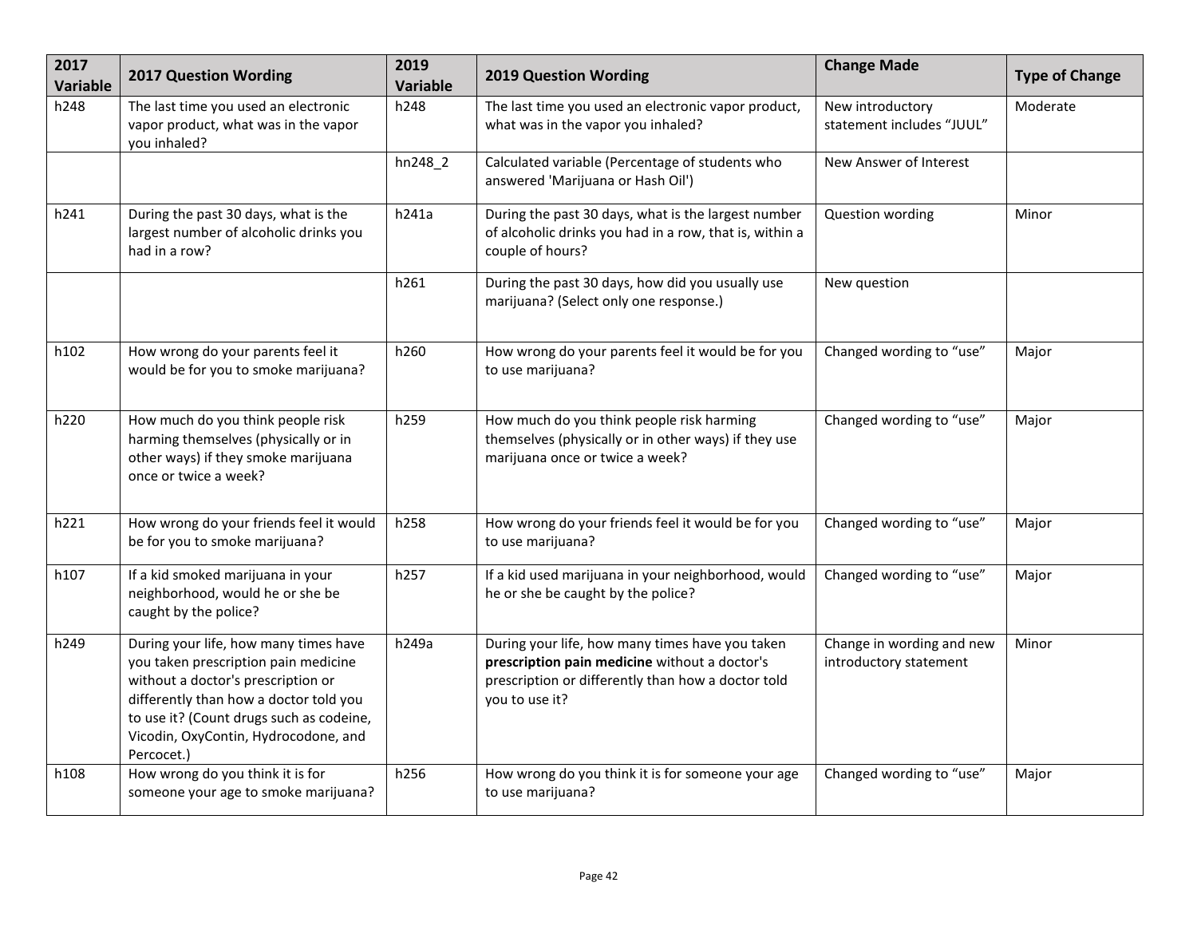| 2017 Variable | 2017 Question Wording | 2019 Variable | 2019 Question Wording | Change Made | Type of Change |
|---|---|---|---|---|---|
| h248 | The last time you used an electronic vapor product, what was in the vapor you inhaled? | h248 | The last time you used an electronic vapor product, what was in the vapor you inhaled? | New introductory statement includes "JUUL" | Moderate |
| | | hn248_2 | Calculated variable (Percentage of students who answered 'Marijuana or Hash Oil') | New Answer of Interest | |
| h241 | During the past 30 days, what is the largest number of alcoholic drinks you had in a row? | h241a | During the past 30 days, what is the largest number of alcoholic drinks you had in a row, that is, within a couple of hours? | Question wording | Minor |
| | | h261 | During the past 30 days, how did you usually use marijuana? (Select only one response.) | New question | |
| h102 | How wrong do your parents feel it would be for you to smoke marijuana? | h260 | How wrong do your parents feel it would be for you to use marijuana? | Changed wording to "use" | Major |
| h220 | How much do you think people risk harming themselves (physically or in other ways) if they smoke marijuana once or twice a week? | h259 | How much do you think people risk harming themselves (physically or in other ways) if they use marijuana once or twice a week? | Changed wording to "use" | Major |
| h221 | How wrong do your friends feel it would be for you to smoke marijuana? | h258 | How wrong do your friends feel it would be for you to use marijuana? | Changed wording to "use" | Major |
| h107 | If a kid smoked marijuana in your neighborhood, would he or she be caught by the police? | h257 | If a kid used marijuana in your neighborhood, would he or she be caught by the police? | Changed wording to "use" | Major |
| h249 | During your life, how many times have you taken prescription pain medicine without a doctor's prescription or differently than how a doctor told you to use it? (Count drugs such as codeine, Vicodin, OxyContin, Hydrocodone, and Percocet.) | h249a | During your life, how many times have you taken **prescription pain medicine** without a doctor's prescription or differently than how a doctor told you to use it? | Change in wording and new introductory statement | Minor |
| h108 | How wrong do you think it is for someone your age to smoke marijuana? | h256 | How wrong do you think it is for someone your age to use marijuana? | Changed wording to "use" | Major |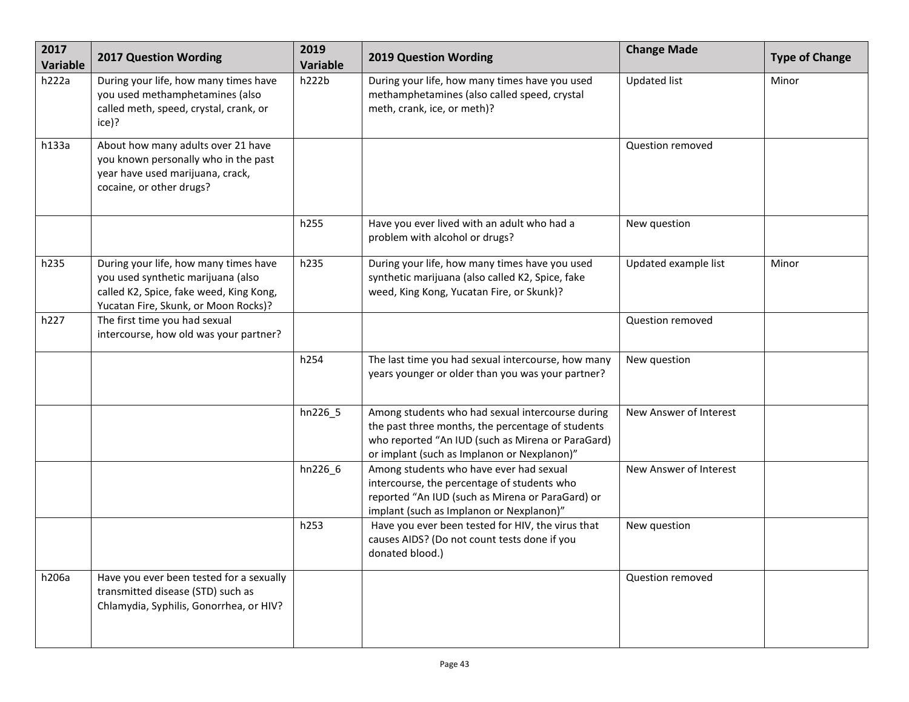| 2017 Variable | 2017 Question Wording | 2019 Variable | 2019 Question Wording | Change Made | Type of Change |
|---|---|---|---|---|---|
| h222a | During your life, how many times have you used methamphetamines (also called meth, speed, crystal, crank, or ice)? | h222b | During your life, how many times have you used methamphetamines (also called speed, crystal meth, crank, ice, or meth)? | Updated list | Minor |
| h133a | About how many adults over 21 have you known personally who in the past year have used marijuana, crack, cocaine, or other drugs? | | | Question removed | |
| | | h255 | Have you ever lived with an adult who had a problem with alcohol or drugs? | New question | |
| h235 | During your life, how many times have you used synthetic marijuana (also called K2, Spice, fake weed, King Kong, Yucatan Fire, Skunk, or Moon Rocks)? | h235 | During your life, how many times have you used synthetic marijuana (also called K2, Spice, fake weed, King Kong, Yucatan Fire, or Skunk)? | Updated example list | Minor |
| h227 | The first time you had sexual intercourse, how old was your partner? | | | Question removed | |
| | | h254 | The last time you had sexual intercourse, how many years younger or older than you was your partner? | New question | |
| | | hn226_5 | Among students who had sexual intercourse during the past three months, the percentage of students who reported "An IUD (such as Mirena or ParaGard) or implant (such as Implanon or Nexplanon)" | New Answer of Interest | |
| | | hn226_6 | Among students who have ever had sexual intercourse, the percentage of students who reported "An IUD (such as Mirena or ParaGard) or implant (such as Implanon or Nexplanon)" | New Answer of Interest | |
| | | h253 | Have you ever been tested for HIV, the virus that causes AIDS? (Do not count tests done if you donated blood.) | New question | |
| h206a | Have you ever been tested for a sexually transmitted disease (STD) such as Chlamydia, Syphilis, Gonorrhea, or HIV? | | | Question removed | |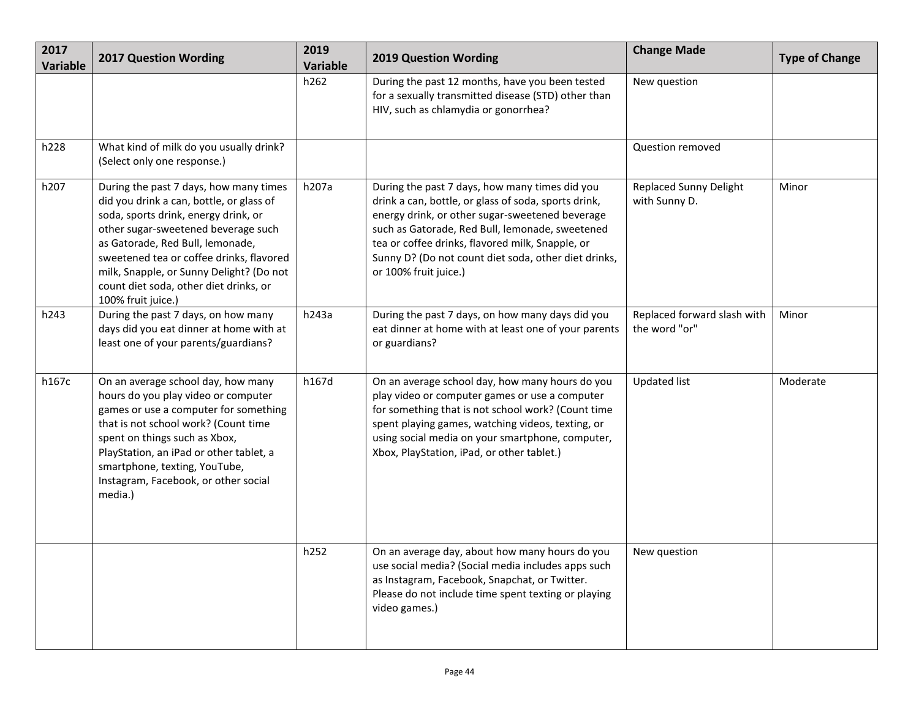| 2017 Variable | 2017 Question Wording | 2019 Variable | 2019 Question Wording | Change Made | Type of Change |
|---|---|---|---|---|---|
| | | h262 | During the past 12 months, have you been tested for a sexually transmitted disease (STD) other than HIV, such as chlamydia or gonorrhea? | New question | |
| h228 | What kind of milk do you usually drink? (Select only one response.) | | | Question removed | |
| h207 | During the past 7 days, how many times did you drink a can, bottle, or glass of soda, sports drink, energy drink, or other sugar-sweetened beverage such as Gatorade, Red Bull, lemonade, sweetened tea or coffee drinks, flavored milk, Snapple, or Sunny Delight? (Do not count diet soda, other diet drinks, or 100% fruit juice.) | h207a | During the past 7 days, how many times did you drink a can, bottle, or glass of soda, sports drink, energy drink, or other sugar-sweetened beverage such as Gatorade, Red Bull, lemonade, sweetened tea or coffee drinks, flavored milk, Snapple, or Sunny D? (Do not count diet soda, other diet drinks, or 100% fruit juice.) | Replaced Sunny Delight with Sunny D. | Minor |
| h243 | During the past 7 days, on how many days did you eat dinner at home with at least one of your parents/guardians? | h243a | During the past 7 days, on how many days did you eat dinner at home with at least one of your parents or guardians? | Replaced forward slash with the word "or" | Minor |
| h167c | On an average school day, how many hours do you play video or computer games or use a computer for something that is not school work? (Count time spent on things such as Xbox, PlayStation, an iPad or other tablet, a smartphone, texting, YouTube, Instagram, Facebook, or other social media.) | h167d | On an average school day, how many hours do you play video or computer games or use a computer for something that is not school work? (Count time spent playing games, watching videos, texting, or using social media on your smartphone, computer, Xbox, PlayStation, iPad, or other tablet.) | Updated list | Moderate |
| | | h252 | On an average day, about how many hours do you use social media? (Social media includes apps such as Instagram, Facebook, Snapchat, or Twitter. Please do not include time spent texting or playing video games.) | New question | |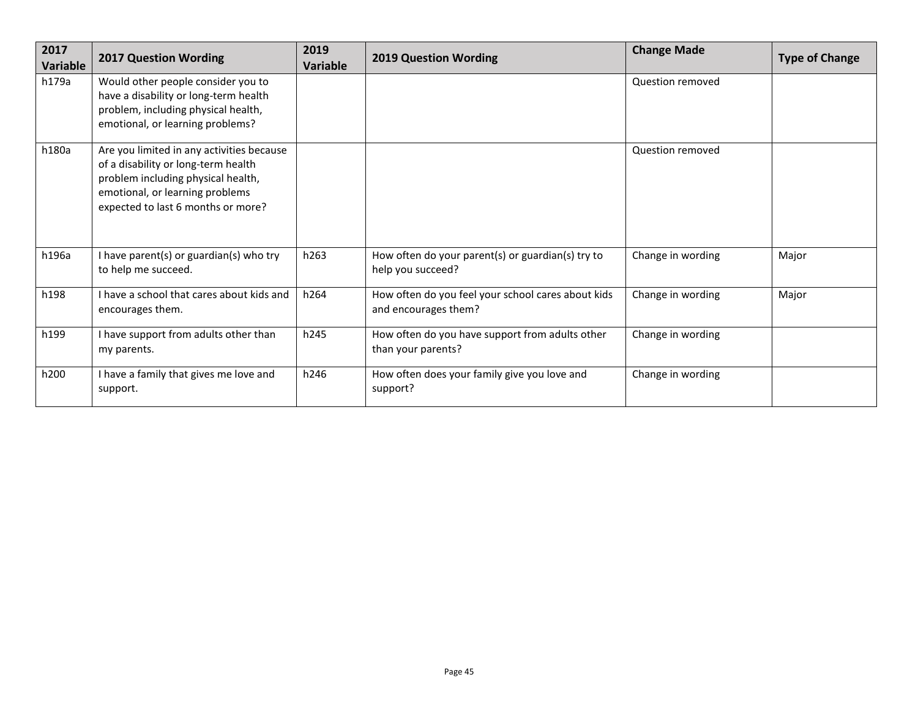| 2017 Variable | 2017 Question Wording | 2019 Variable | 2019 Question Wording | Change Made | Type of Change |
|---|---|---|---|---|---|
| h179a | Would other people consider you to have a disability or long-term health problem, including physical health, emotional, or learning problems? | | | Question removed | |
| h180a | Are you limited in any activities because of a disability or long-term health problem including physical health, emotional, or learning problems expected to last 6 months or more? | | | Question removed | |
| h196a | I have parent(s) or guardian(s) who try to help me succeed. | h263 | How often do your parent(s) or guardian(s) try to help you succeed? | Change in wording | Major |
| h198 | I have a school that cares about kids and encourages them. | h264 | How often do you feel your school cares about kids and encourages them? | Change in wording | Major |
| h199 | I have support from adults other than my parents. | h245 | How often do you have support from adults other than your parents? | Change in wording | |
| h200 | I have a family that gives me love and support. | h246 | How often does your family give you love and support? | Change in wording | |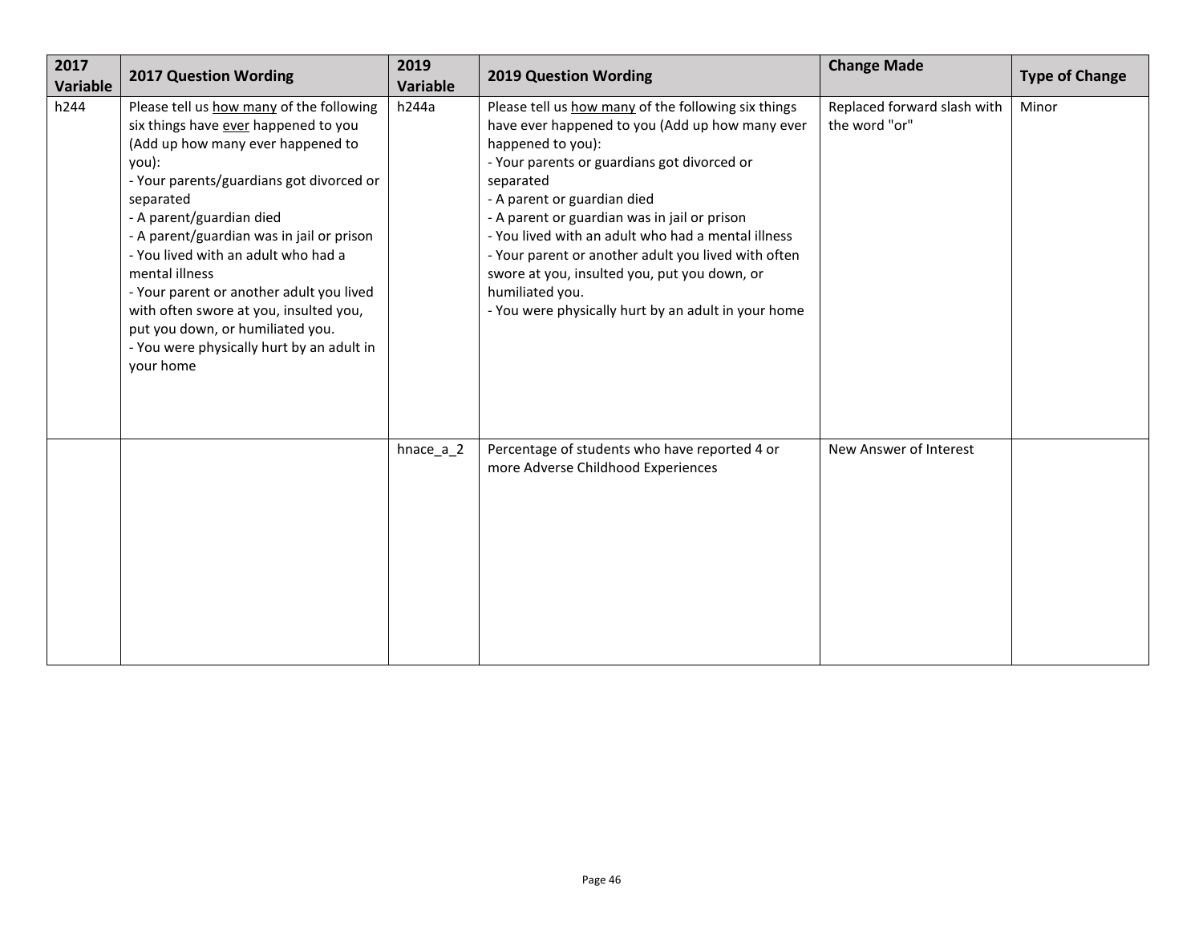| 2017 Variable | 2017 Question Wording | 2019 Variable | 2019 Question Wording | Change Made | Type of Change |
|---|---|---|---|---|---|
| h244 | Please tell us <u>how many</u> of the following six things have <u>ever</u> happened to you (Add up how many ever happened to you):<br>- Your parents/guardians got divorced or separated<br>- A parent/guardian died<br>- A parent/guardian was in jail or prison<br>- You lived with an adult who had a mental illness<br>- Your parent or another adult you lived with often swore at you, insulted you, put you down, or humiliated you.<br>- You were physically hurt by an adult in your home | h244a | Please tell us <u>how many</u> of the following six things have ever happened to you (Add up how many ever happened to you):<br>- Your parents or guardians got divorced or separated<br>- A parent or guardian died<br>- A parent or guardian was in jail or prison<br>- You lived with an adult who had a mental illness<br>- Your parent or another adult you lived with often swore at you, insulted you, put you down, or humiliated you.<br>- You were physically hurt by an adult in your home | Replaced forward slash with the word "or" | Minor |
| | | hnace_a_2 | Percentage of students who have reported 4 or more Adverse Childhood Experiences | New Answer of Interest | |